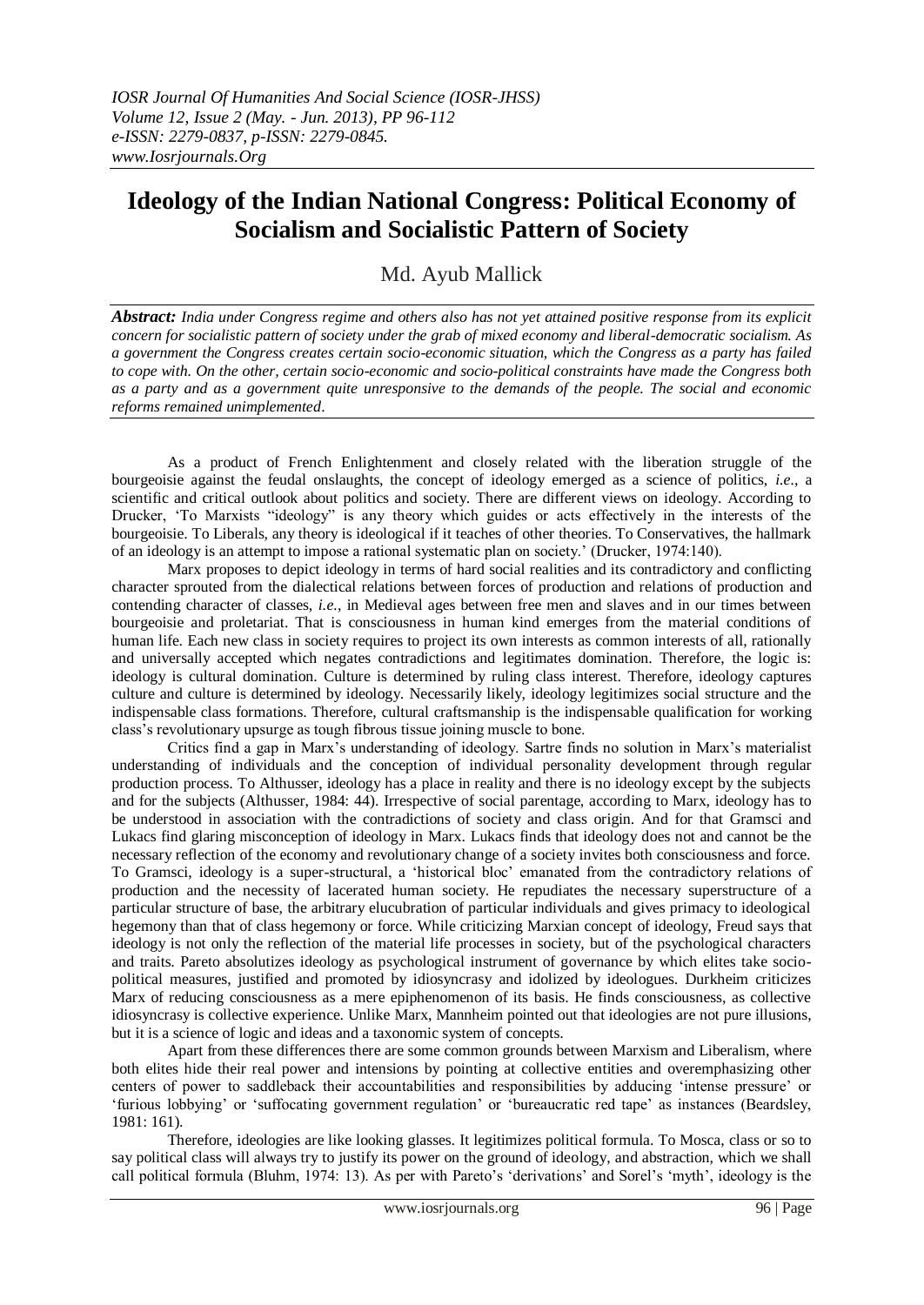# Ideology of the Indian National Congress: Political Economy of Socialism and Socialistic Pattern of Society

Md. Ayub Mallick

***Abstract:*** *India under Congress regime and others also has not yet attained positive response from its explicit concern for socialistic pattern of society under the grab of mixed economy and liberal-democratic socialism. As a government the Congress creates certain socio-economic situation, which the Congress as a party has failed to cope with. On the other, certain socio-economic and socio-political constraints have made the Congress both as a party and as a government quite unresponsive to the demands of the people. The social and economic reforms remained unimplemented.*

As a product of French Enlightenment and closely related with the liberation struggle of the bourgeoisie against the feudal onslaughts, the concept of ideology emerged as a science of politics, *i.e.*, a scientific and critical outlook about politics and society. There are different views on ideology. According to Drucker, 'To Marxists "ideology" is any theory which guides or acts effectively in the interests of the bourgeoisie. To Liberals, any theory is ideological if it teaches of other theories. To Conservatives, the hallmark of an ideology is an attempt to impose a rational systematic plan on society.' (Drucker, 1974:140).

Marx proposes to depict ideology in terms of hard social realities and its contradictory and conflicting character sprouted from the dialectical relations between forces of production and relations of production and contending character of classes, *i.e.*, in Medieval ages between free men and slaves and in our times between bourgeoisie and proletariat. That is consciousness in human kind emerges from the material conditions of human life. Each new class in society requires to project its own interests as common interests of all, rationally and universally accepted which negates contradictions and legitimates domination. Therefore, the logic is: ideology is cultural domination. Culture is determined by ruling class interest. Therefore, ideology captures culture and culture is determined by ideology. Necessarily likely, ideology legitimizes social structure and the indispensable class formations. Therefore, cultural craftsmanship is the indispensable qualification for working class's revolutionary upsurge as tough fibrous tissue joining muscle to bone.

Critics find a gap in Marx's understanding of ideology. Sartre finds no solution in Marx's materialist understanding of individuals and the conception of individual personality development through regular production process. To Althusser, ideology has a place in reality and there is no ideology except by the subjects and for the subjects (Althusser, 1984: 44). Irrespective of social parentage, according to Marx, ideology has to be understood in association with the contradictions of society and class origin. And for that Gramsci and Lukacs find glaring misconception of ideology in Marx. Lukacs finds that ideology does not and cannot be the necessary reflection of the economy and revolutionary change of a society invites both consciousness and force. To Gramsci, ideology is a super-structural, a 'historical bloc' emanated from the contradictory relations of production and the necessity of lacerated human society. He repudiates the necessary superstructure of a particular structure of base, the arbitrary elucubration of particular individuals and gives primacy to ideological hegemony than that of class hegemony or force. While criticizing Marxian concept of ideology, Freud says that ideology is not only the reflection of the material life processes in society, but of the psychological characters and traits. Pareto absolutizes ideology as psychological instrument of governance by which elites take socio-political measures, justified and promoted by idiosyncrasy and idolized by ideologues. Durkheim criticizes Marx of reducing consciousness as a mere epiphenomenon of its basis. He finds consciousness, as collective idiosyncrasy is collective experience. Unlike Marx, Mannheim pointed out that ideologies are not pure illusions, but it is a science of logic and ideas and a taxonomic system of concepts.

Apart from these differences there are some common grounds between Marxism and Liberalism, where both elites hide their real power and intensions by pointing at collective entities and overemphasizing other centers of power to saddleback their accountabilities and responsibilities by adducing 'intense pressure' or 'furious lobbying' or 'suffocating government regulation' or 'bureaucratic red tape' as instances (Beardsley, 1981: 161).

Therefore, ideologies are like looking glasses. It legitimizes political formula. To Mosca, class or so to say political class will always try to justify its power on the ground of ideology, and abstraction, which we shall call political formula (Bluhm, 1974: 13). As per with Pareto's 'derivations' and Sorel's 'myth', ideology is the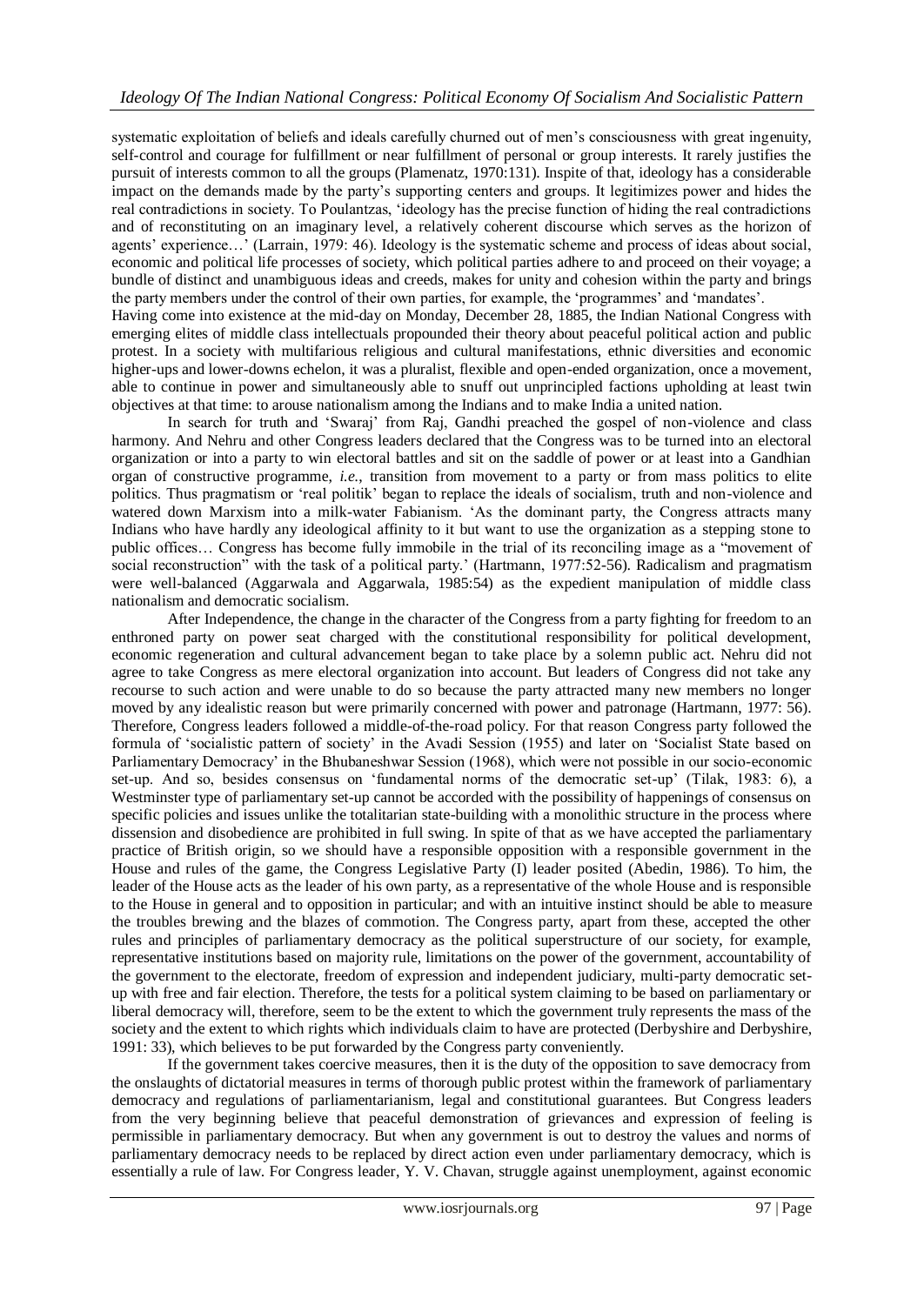systematic exploitation of beliefs and ideals carefully churned out of men's consciousness with great ingenuity, self-control and courage for fulfillment or near fulfillment of personal or group interests. It rarely justifies the pursuit of interests common to all the groups (Plamenatz, 1970:131). Inspite of that, ideology has a considerable impact on the demands made by the party's supporting centers and groups. It legitimizes power and hides the real contradictions in society. To Poulantzas, 'ideology has the precise function of hiding the real contradictions and of reconstituting on an imaginary level, a relatively coherent discourse which serves as the horizon of agents' experience…' (Larrain, 1979: 46). Ideology is the systematic scheme and process of ideas about social, economic and political life processes of society, which political parties adhere to and proceed on their voyage; a bundle of distinct and unambiguous ideas and creeds, makes for unity and cohesion within the party and brings the party members under the control of their own parties, for example, the 'programmes' and 'mandates'.

Having come into existence at the mid-day on Monday, December 28, 1885, the Indian National Congress with emerging elites of middle class intellectuals propounded their theory about peaceful political action and public protest. In a society with multifarious religious and cultural manifestations, ethnic diversities and economic higher-ups and lower-downs echelon, it was a pluralist, flexible and open-ended organization, once a movement, able to continue in power and simultaneously able to snuff out unprincipled factions upholding at least twin objectives at that time: to arouse nationalism among the Indians and to make India a united nation.

In search for truth and 'Swaraj' from Raj, Gandhi preached the gospel of non-violence and class harmony. And Nehru and other Congress leaders declared that the Congress was to be turned into an electoral organization or into a party to win electoral battles and sit on the saddle of power or at least into a Gandhian organ of constructive programme, *i.e.*, transition from movement to a party or from mass politics to elite politics. Thus pragmatism or 'real politik' began to replace the ideals of socialism, truth and non-violence and watered down Marxism into a milk-water Fabianism. 'As the dominant party, the Congress attracts many Indians who have hardly any ideological affinity to it but want to use the organization as a stepping stone to public offices… Congress has become fully immobile in the trial of its reconciling image as a "movement of social reconstruction" with the task of a political party.' (Hartmann, 1977:52-56). Radicalism and pragmatism were well-balanced (Aggarwala and Aggarwala, 1985:54) as the expedient manipulation of middle class nationalism and democratic socialism.

After Independence, the change in the character of the Congress from a party fighting for freedom to an enthroned party on power seat charged with the constitutional responsibility for political development, economic regeneration and cultural advancement began to take place by a solemn public act. Nehru did not agree to take Congress as mere electoral organization into account. But leaders of Congress did not take any recourse to such action and were unable to do so because the party attracted many new members no longer moved by any idealistic reason but were primarily concerned with power and patronage (Hartmann, 1977: 56). Therefore, Congress leaders followed a middle-of-the-road policy. For that reason Congress party followed the formula of 'socialistic pattern of society' in the Avadi Session (1955) and later on 'Socialist State based on Parliamentary Democracy' in the Bhubaneshwar Session (1968), which were not possible in our socio-economic set-up. And so, besides consensus on 'fundamental norms of the democratic set-up' (Tilak, 1983: 6), a Westminster type of parliamentary set-up cannot be accorded with the possibility of happenings of consensus on specific policies and issues unlike the totalitarian state-building with a monolithic structure in the process where dissension and disobedience are prohibited in full swing. In spite of that as we have accepted the parliamentary practice of British origin, so we should have a responsible opposition with a responsible government in the House and rules of the game, the Congress Legislative Party (I) leader posited (Abedin, 1986). To him, the leader of the House acts as the leader of his own party, as a representative of the whole House and is responsible to the House in general and to opposition in particular; and with an intuitive instinct should be able to measure the troubles brewing and the blazes of commotion. The Congress party, apart from these, accepted the other rules and principles of parliamentary democracy as the political superstructure of our society, for example, representative institutions based on majority rule, limitations on the power of the government, accountability of the government to the electorate, freedom of expression and independent judiciary, multi-party democratic set-up with free and fair election. Therefore, the tests for a political system claiming to be based on parliamentary or liberal democracy will, therefore, seem to be the extent to which the government truly represents the mass of the society and the extent to which rights which individuals claim to have are protected (Derbyshire and Derbyshire, 1991: 33), which believes to be put forwarded by the Congress party conveniently.

If the government takes coercive measures, then it is the duty of the opposition to save democracy from the onslaughts of dictatorial measures in terms of thorough public protest within the framework of parliamentary democracy and regulations of parliamentarianism, legal and constitutional guarantees. But Congress leaders from the very beginning believe that peaceful demonstration of grievances and expression of feeling is permissible in parliamentary democracy. But when any government is out to destroy the values and norms of parliamentary democracy needs to be replaced by direct action even under parliamentary democracy, which is essentially a rule of law. For Congress leader, Y. V. Chavan, struggle against unemployment, against economic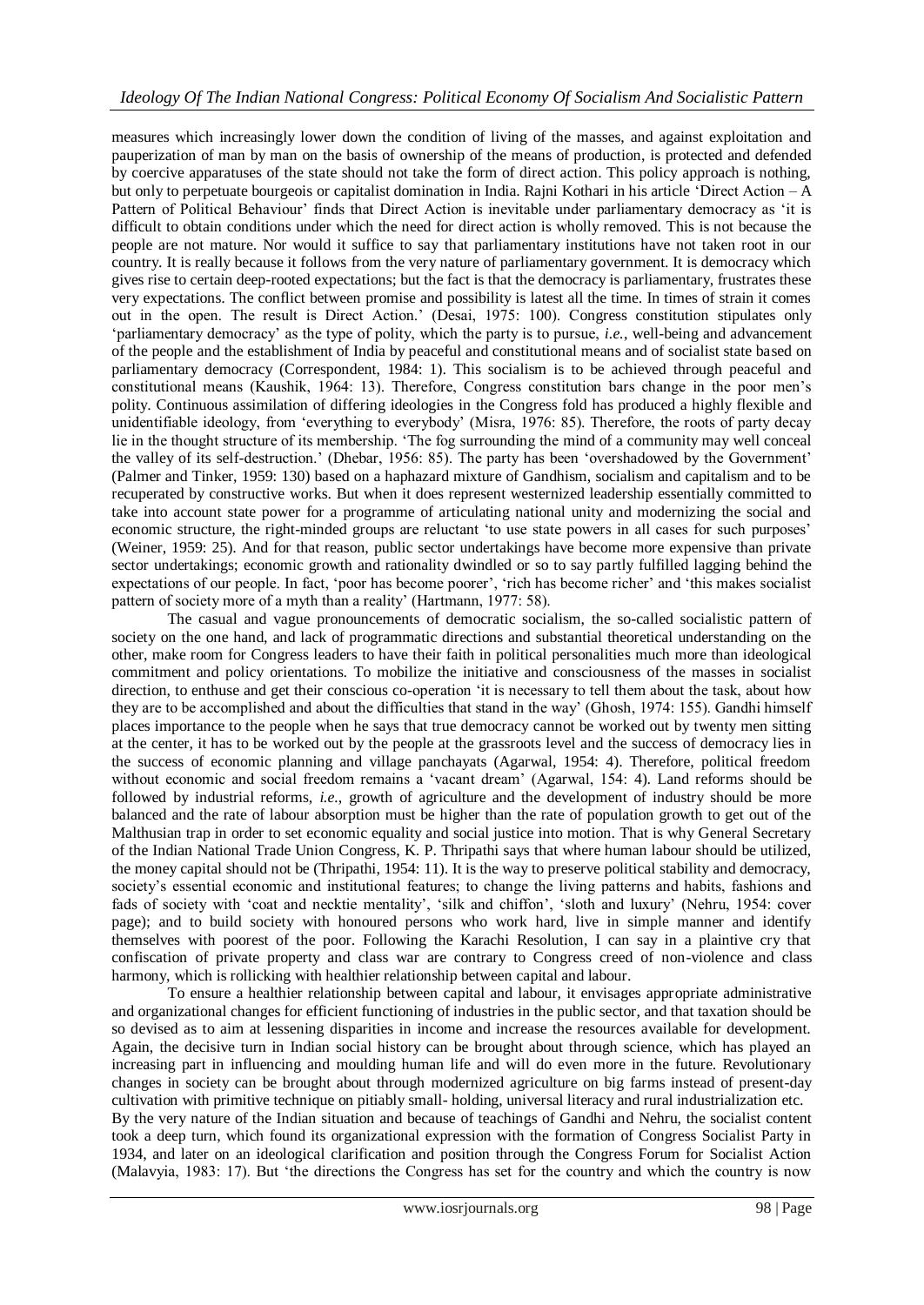measures which increasingly lower down the condition of living of the masses, and against exploitation and pauperization of man by man on the basis of ownership of the means of production, is protected and defended by coercive apparatuses of the state should not take the form of direct action. This policy approach is nothing, but only to perpetuate bourgeois or capitalist domination in India. Rajni Kothari in his article 'Direct Action – A Pattern of Political Behaviour' finds that Direct Action is inevitable under parliamentary democracy as 'it is difficult to obtain conditions under which the need for direct action is wholly removed. This is not because the people are not mature. Nor would it suffice to say that parliamentary institutions have not taken root in our country. It is really because it follows from the very nature of parliamentary government. It is democracy which gives rise to certain deep-rooted expectations; but the fact is that the democracy is parliamentary, frustrates these very expectations. The conflict between promise and possibility is latest all the time. In times of strain it comes out in the open. The result is Direct Action.' (Desai, 1975: 100). Congress constitution stipulates only 'parliamentary democracy' as the type of polity, which the party is to pursue, *i.e.*, well-being and advancement of the people and the establishment of India by peaceful and constitutional means and of socialist state based on parliamentary democracy (Correspondent, 1984: 1). This socialism is to be achieved through peaceful and constitutional means (Kaushik, 1964: 13). Therefore, Congress constitution bars change in the poor men's polity. Continuous assimilation of differing ideologies in the Congress fold has produced a highly flexible and unidentifiable ideology, from 'everything to everybody' (Misra, 1976: 85). Therefore, the roots of party decay lie in the thought structure of its membership. 'The fog surrounding the mind of a community may well conceal the valley of its self-destruction.' (Dhebar, 1956: 85). The party has been 'overshadowed by the Government' (Palmer and Tinker, 1959: 130) based on a haphazard mixture of Gandhism, socialism and capitalism and to be recuperated by constructive works. But when it does represent westernized leadership essentially committed to take into account state power for a programme of articulating national unity and modernizing the social and economic structure, the right-minded groups are reluctant 'to use state powers in all cases for such purposes' (Weiner, 1959: 25). And for that reason, public sector undertakings have become more expensive than private sector undertakings; economic growth and rationality dwindled or so to say partly fulfilled lagging behind the expectations of our people. In fact, 'poor has become poorer', 'rich has become richer' and 'this makes socialist pattern of society more of a myth than a reality' (Hartmann, 1977: 58).

The casual and vague pronouncements of democratic socialism, the so-called socialistic pattern of society on the one hand, and lack of programmatic directions and substantial theoretical understanding on the other, make room for Congress leaders to have their faith in political personalities much more than ideological commitment and policy orientations. To mobilize the initiative and consciousness of the masses in socialist direction, to enthuse and get their conscious co-operation 'it is necessary to tell them about the task, about how they are to be accomplished and about the difficulties that stand in the way' (Ghosh, 1974: 155). Gandhi himself places importance to the people when he says that true democracy cannot be worked out by twenty men sitting at the center, it has to be worked out by the people at the grassroots level and the success of democracy lies in the success of economic planning and village panchayats (Agarwal, 1954: 4). Therefore, political freedom without economic and social freedom remains a 'vacant dream' (Agarwal, 154: 4). Land reforms should be followed by industrial reforms, *i.e.*, growth of agriculture and the development of industry should be more balanced and the rate of labour absorption must be higher than the rate of population growth to get out of the Malthusian trap in order to set economic equality and social justice into motion. That is why General Secretary of the Indian National Trade Union Congress, K. P. Thripathi says that where human labour should be utilized, the money capital should not be (Thripathi, 1954: 11). It is the way to preserve political stability and democracy, society's essential economic and institutional features; to change the living patterns and habits, fashions and fads of society with 'coat and necktie mentality', 'silk and chiffon', 'sloth and luxury' (Nehru, 1954: cover page); and to build society with honoured persons who work hard, live in simple manner and identify themselves with poorest of the poor. Following the Karachi Resolution, I can say in a plaintive cry that confiscation of private property and class war are contrary to Congress creed of non-violence and class harmony, which is rollicking with healthier relationship between capital and labour.

To ensure a healthier relationship between capital and labour, it envisages appropriate administrative and organizational changes for efficient functioning of industries in the public sector, and that taxation should be so devised as to aim at lessening disparities in income and increase the resources available for development. Again, the decisive turn in Indian social history can be brought about through science, which has played an increasing part in influencing and moulding human life and will do even more in the future. Revolutionary changes in society can be brought about through modernized agriculture on big farms instead of present-day cultivation with primitive technique on pitiably small- holding, universal literacy and rural industrialization etc.

By the very nature of the Indian situation and because of teachings of Gandhi and Nehru, the socialist content took a deep turn, which found its organizational expression with the formation of Congress Socialist Party in 1934, and later on an ideological clarification and position through the Congress Forum for Socialist Action (Malavyia, 1983: 17). But 'the directions the Congress has set for the country and which the country is now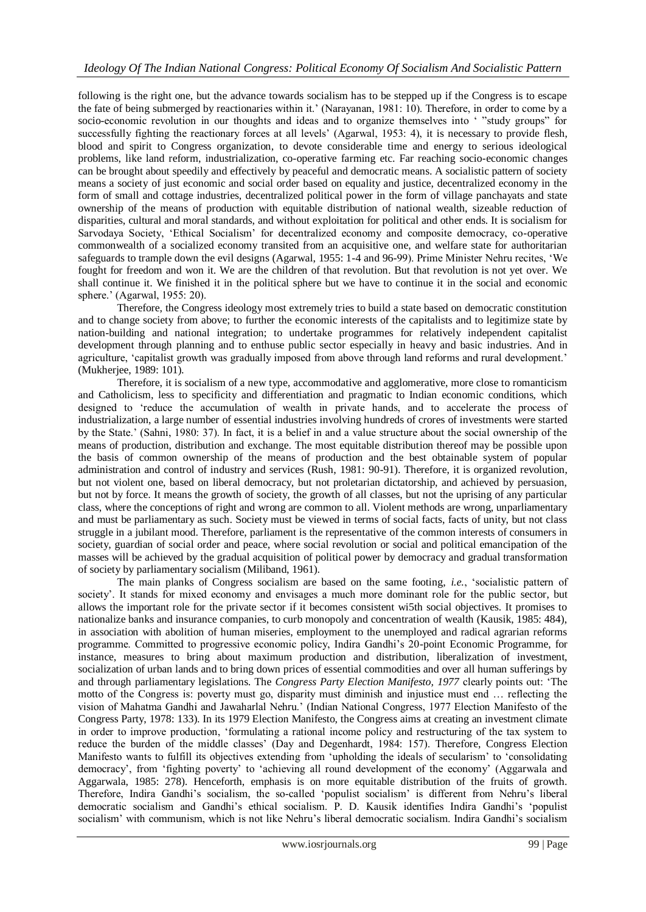following is the right one, but the advance towards socialism has to be stepped up if the Congress is to escape the fate of being submerged by reactionaries within it.' (Narayanan, 1981: 10). Therefore, in order to come by a socio-economic revolution in our thoughts and ideas and to organize themselves into ' "study groups" for successfully fighting the reactionary forces at all levels' (Agarwal, 1953: 4), it is necessary to provide flesh, blood and spirit to Congress organization, to devote considerable time and energy to serious ideological problems, like land reform, industrialization, co-operative farming etc. Far reaching socio-economic changes can be brought about speedily and effectively by peaceful and democratic means. A socialistic pattern of society means a society of just economic and social order based on equality and justice, decentralized economy in the form of small and cottage industries, decentralized political power in the form of village panchayats and state ownership of the means of production with equitable distribution of national wealth, sizeable reduction of disparities, cultural and moral standards, and without exploitation for political and other ends. It is socialism for Sarvodaya Society, 'Ethical Socialism' for decentralized economy and composite democracy, co-operative commonwealth of a socialized economy transited from an acquisitive one, and welfare state for authoritarian safeguards to trample down the evil designs (Agarwal, 1955: 1-4 and 96-99). Prime Minister Nehru recites, 'We fought for freedom and won it. We are the children of that revolution. But that revolution is not yet over. We shall continue it. We finished it in the political sphere but we have to continue it in the social and economic sphere.' (Agarwal, 1955: 20).

Therefore, the Congress ideology most extremely tries to build a state based on democratic constitution and to change society from above; to further the economic interests of the capitalists and to legitimize state by nation-building and national integration; to undertake programmes for relatively independent capitalist development through planning and to enthuse public sector especially in heavy and basic industries. And in agriculture, 'capitalist growth was gradually imposed from above through land reforms and rural development.' (Mukherjee, 1989: 101).

Therefore, it is socialism of a new type, accommodative and agglomerative, more close to romanticism and Catholicism, less to specificity and differentiation and pragmatic to Indian economic conditions, which designed to 'reduce the accumulation of wealth in private hands, and to accelerate the process of industrialization, a large number of essential industries involving hundreds of crores of investments were started by the State.' (Sahni, 1980: 37). In fact, it is a belief in and a value structure about the social ownership of the means of production, distribution and exchange. The most equitable distribution thereof may be possible upon the basis of common ownership of the means of production and the best obtainable system of popular administration and control of industry and services (Rush, 1981: 90-91). Therefore, it is organized revolution, but not violent one, based on liberal democracy, but not proletarian dictatorship, and achieved by persuasion, but not by force. It means the growth of society, the growth of all classes, but not the uprising of any particular class, where the conceptions of right and wrong are common to all. Violent methods are wrong, unparliamentary and must be parliamentary as such. Society must be viewed in terms of social facts, facts of unity, but not class struggle in a jubilant mood. Therefore, parliament is the representative of the common interests of consumers in society, guardian of social order and peace, where social revolution or social and political emancipation of the masses will be achieved by the gradual acquisition of political power by democracy and gradual transformation of society by parliamentary socialism (Miliband, 1961).

The main planks of Congress socialism are based on the same footing, *i.e.*, 'socialistic pattern of society'. It stands for mixed economy and envisages a much more dominant role for the public sector, but allows the important role for the private sector if it becomes consistent wi5th social objectives. It promises to nationalize banks and insurance companies, to curb monopoly and concentration of wealth (Kausik, 1985: 484), in association with abolition of human miseries, employment to the unemployed and radical agrarian reforms programme. Committed to progressive economic policy, Indira Gandhi's 20-point Economic Programme, for instance, measures to bring about maximum production and distribution, liberalization of investment, socialization of urban lands and to bring down prices of essential commodities and over all human sufferings by and through parliamentary legislations. The *Congress Party Election Manifesto, 1977* clearly points out: 'The motto of the Congress is: poverty must go, disparity must diminish and injustice must end … reflecting the vision of Mahatma Gandhi and Jawaharlal Nehru.' (Indian National Congress, 1977 Election Manifesto of the Congress Party, 1978: 133). In its 1979 Election Manifesto, the Congress aims at creating an investment climate in order to improve production, 'formulating a rational income policy and restructuring of the tax system to reduce the burden of the middle classes' (Day and Degenhardt, 1984: 157). Therefore, Congress Election Manifesto wants to fulfill its objectives extending from 'upholding the ideals of secularism' to 'consolidating democracy', from 'fighting poverty' to 'achieving all round development of the economy' (Aggarwala and Aggarwala, 1985: 278). Henceforth, emphasis is on more equitable distribution of the fruits of growth. Therefore, Indira Gandhi's socialism, the so-called 'populist socialism' is different from Nehru's liberal democratic socialism and Gandhi's ethical socialism. P. D. Kausik identifies Indira Gandhi's 'populist socialism' with communism, which is not like Nehru's liberal democratic socialism. Indira Gandhi's socialism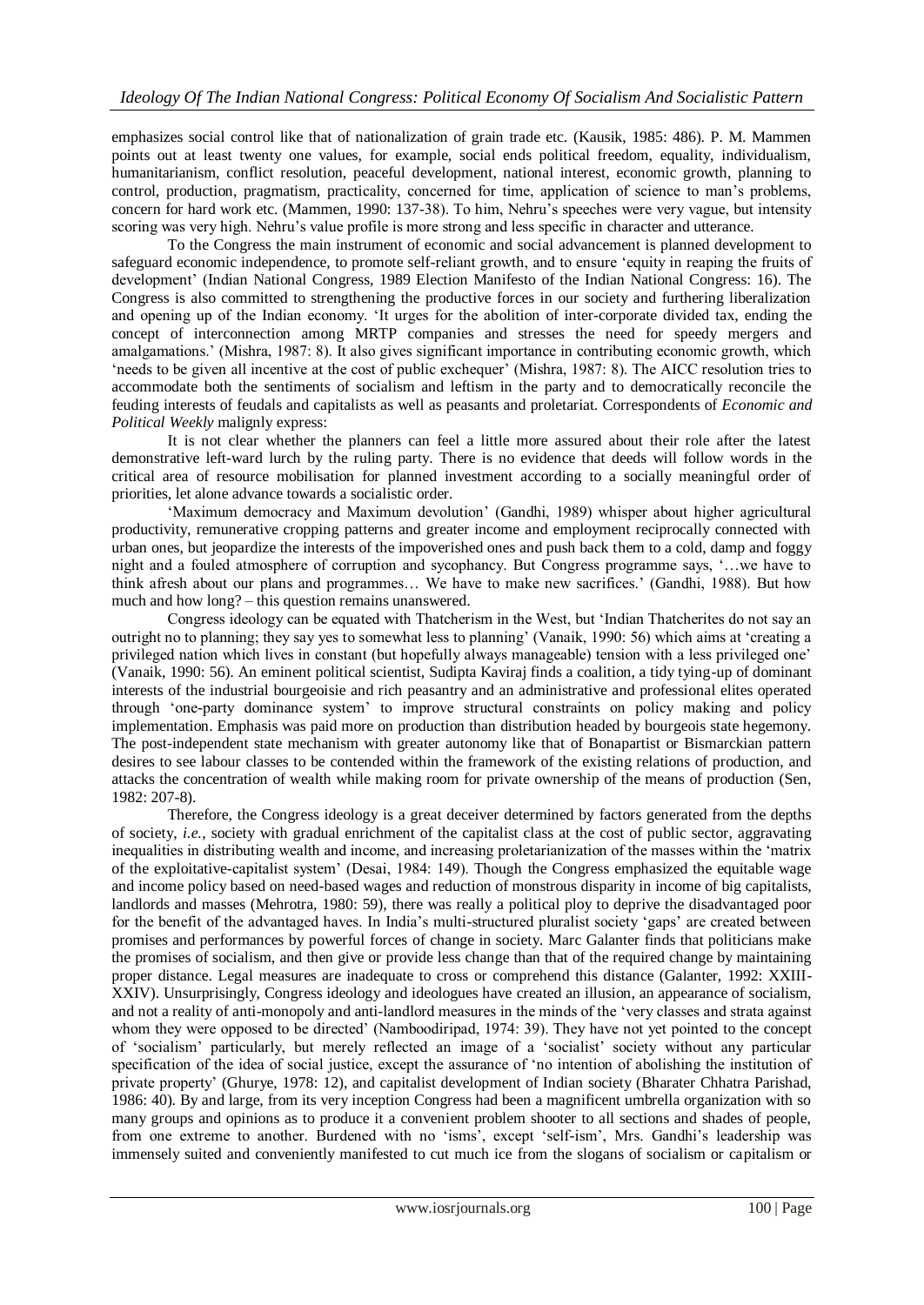emphasizes social control like that of nationalization of grain trade etc. (Kausik, 1985: 486). P. M. Mammen points out at least twenty one values, for example, social ends political freedom, equality, individualism, humanitarianism, conflict resolution, peaceful development, national interest, economic growth, planning to control, production, pragmatism, practicality, concerned for time, application of science to man's problems, concern for hard work etc. (Mammen, 1990: 137-38). To him, Nehru's speeches were very vague, but intensity scoring was very high. Nehru's value profile is more strong and less specific in character and utterance.

To the Congress the main instrument of economic and social advancement is planned development to safeguard economic independence, to promote self-reliant growth, and to ensure 'equity in reaping the fruits of development' (Indian National Congress, 1989 Election Manifesto of the Indian National Congress: 16). The Congress is also committed to strengthening the productive forces in our society and furthering liberalization and opening up of the Indian economy. 'It urges for the abolition of inter-corporate divided tax, ending the concept of interconnection among MRTP companies and stresses the need for speedy mergers and amalgamations.' (Mishra, 1987: 8). It also gives significant importance in contributing economic growth, which 'needs to be given all incentive at the cost of public exchequer' (Mishra, 1987: 8). The AICC resolution tries to accommodate both the sentiments of socialism and leftism in the party and to democratically reconcile the feuding interests of feudals and capitalists as well as peasants and proletariat. Correspondents of *Economic and Political Weekly* malignly express:

It is not clear whether the planners can feel a little more assured about their role after the latest demonstrative left-ward lurch by the ruling party. There is no evidence that deeds will follow words in the critical area of resource mobilisation for planned investment according to a socially meaningful order of priorities, let alone advance towards a socialistic order.

'Maximum democracy and Maximum devolution' (Gandhi, 1989) whisper about higher agricultural productivity, remunerative cropping patterns and greater income and employment reciprocally connected with urban ones, but jeopardize the interests of the impoverished ones and push back them to a cold, damp and foggy night and a fouled atmosphere of corruption and sycophancy. But Congress programme says, '…we have to think afresh about our plans and programmes… We have to make new sacrifices.' (Gandhi, 1988). But how much and how long? – this question remains unanswered.

Congress ideology can be equated with Thatcherism in the West, but 'Indian Thatcherites do not say an outright no to planning; they say yes to somewhat less to planning' (Vanaik, 1990: 56) which aims at 'creating a privileged nation which lives in constant (but hopefully always manageable) tension with a less privileged one' (Vanaik, 1990: 56). An eminent political scientist, Sudipta Kaviraj finds a coalition, a tidy tying-up of dominant interests of the industrial bourgeoisie and rich peasantry and an administrative and professional elites operated through 'one-party dominance system' to improve structural constraints on policy making and policy implementation. Emphasis was paid more on production than distribution headed by bourgeois state hegemony. The post-independent state mechanism with greater autonomy like that of Bonapartist or Bismarckian pattern desires to see labour classes to be contended within the framework of the existing relations of production, and attacks the concentration of wealth while making room for private ownership of the means of production (Sen, 1982: 207-8).

Therefore, the Congress ideology is a great deceiver determined by factors generated from the depths of society, *i.e.*, society with gradual enrichment of the capitalist class at the cost of public sector, aggravating inequalities in distributing wealth and income, and increasing proletarianization of the masses within the 'matrix of the exploitative-capitalist system' (Desai, 1984: 149). Though the Congress emphasized the equitable wage and income policy based on need-based wages and reduction of monstrous disparity in income of big capitalists, landlords and masses (Mehrotra, 1980: 59), there was really a political ploy to deprive the disadvantaged poor for the benefit of the advantaged haves. In India's multi-structured pluralist society 'gaps' are created between promises and performances by powerful forces of change in society. Marc Galanter finds that politicians make the promises of socialism, and then give or provide less change than that of the required change by maintaining proper distance. Legal measures are inadequate to cross or comprehend this distance (Galanter, 1992: XXIII-XXIV). Unsurprisingly, Congress ideology and ideologues have created an illusion, an appearance of socialism, and not a reality of anti-monopoly and anti-landlord measures in the minds of the 'very classes and strata against whom they were opposed to be directed' (Namboodiripad, 1974: 39). They have not yet pointed to the concept of 'socialism' particularly, but merely reflected an image of a 'socialist' society without any particular specification of the idea of social justice, except the assurance of 'no intention of abolishing the institution of private property' (Ghurye, 1978: 12), and capitalist development of Indian society (Bharater Chhatra Parishad, 1986: 40). By and large, from its very inception Congress had been a magnificent umbrella organization with so many groups and opinions as to produce it a convenient problem shooter to all sections and shades of people, from one extreme to another. Burdened with no 'isms', except 'self-ism', Mrs. Gandhi's leadership was immensely suited and conveniently manifested to cut much ice from the slogans of socialism or capitalism or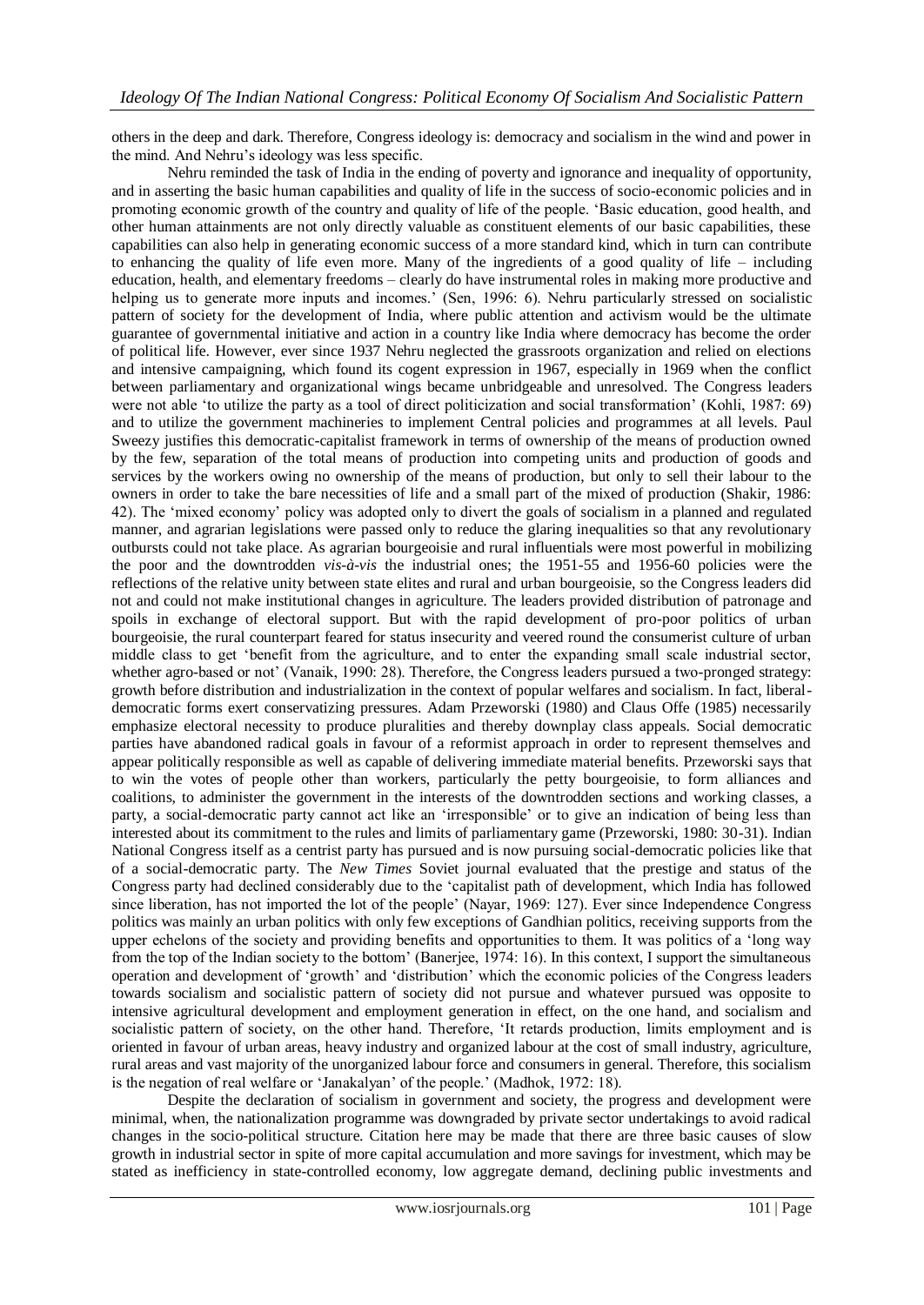others in the deep and dark. Therefore, Congress ideology is: democracy and socialism in the wind and power in the mind. And Nehru's ideology was less specific.

Nehru reminded the task of India in the ending of poverty and ignorance and inequality of opportunity, and in asserting the basic human capabilities and quality of life in the success of socio-economic policies and in promoting economic growth of the country and quality of life of the people. 'Basic education, good health, and other human attainments are not only directly valuable as constituent elements of our basic capabilities, these capabilities can also help in generating economic success of a more standard kind, which in turn can contribute to enhancing the quality of life even more. Many of the ingredients of a good quality of life – including education, health, and elementary freedoms – clearly do have instrumental roles in making more productive and helping us to generate more inputs and incomes.' (Sen, 1996: 6). Nehru particularly stressed on socialistic pattern of society for the development of India, where public attention and activism would be the ultimate guarantee of governmental initiative and action in a country like India where democracy has become the order of political life. However, ever since 1937 Nehru neglected the grassroots organization and relied on elections and intensive campaigning, which found its cogent expression in 1967, especially in 1969 when the conflict between parliamentary and organizational wings became unbridgeable and unresolved. The Congress leaders were not able 'to utilize the party as a tool of direct politicization and social transformation' (Kohli, 1987: 69) and to utilize the government machineries to implement Central policies and programmes at all levels. Paul Sweezy justifies this democratic-capitalist framework in terms of ownership of the means of production owned by the few, separation of the total means of production into competing units and production of goods and services by the workers owing no ownership of the means of production, but only to sell their labour to the owners in order to take the bare necessities of life and a small part of the mixed of production (Shakir, 1986: 42). The 'mixed economy' policy was adopted only to divert the goals of socialism in a planned and regulated manner, and agrarian legislations were passed only to reduce the glaring inequalities so that any revolutionary outbursts could not take place. As agrarian bourgeoisie and rural influentials were most powerful in mobilizing the poor and the downtrodden *vis-à-vis* the industrial ones; the 1951-55 and 1956-60 policies were the reflections of the relative unity between state elites and rural and urban bourgeoisie, so the Congress leaders did not and could not make institutional changes in agriculture. The leaders provided distribution of patronage and spoils in exchange of electoral support. But with the rapid development of pro-poor politics of urban bourgeoisie, the rural counterpart feared for status insecurity and veered round the consumerist culture of urban middle class to get 'benefit from the agriculture, and to enter the expanding small scale industrial sector, whether agro-based or not' (Vanaik, 1990: 28). Therefore, the Congress leaders pursued a two-pronged strategy: growth before distribution and industrialization in the context of popular welfares and socialism. In fact, liberal-democratic forms exert conservatizing pressures. Adam Przeworski (1980) and Claus Offe (1985) necessarily emphasize electoral necessity to produce pluralities and thereby downplay class appeals. Social democratic parties have abandoned radical goals in favour of a reformist approach in order to represent themselves and appear politically responsible as well as capable of delivering immediate material benefits. Przeworski says that to win the votes of people other than workers, particularly the petty bourgeoisie, to form alliances and coalitions, to administer the government in the interests of the downtrodden sections and working classes, a party, a social-democratic party cannot act like an 'irresponsible' or to give an indication of being less than interested about its commitment to the rules and limits of parliamentary game (Przeworski, 1980: 30-31). Indian National Congress itself as a centrist party has pursued and is now pursuing social-democratic policies like that of a social-democratic party. The *New Times* Soviet journal evaluated that the prestige and status of the Congress party had declined considerably due to the 'capitalist path of development, which India has followed since liberation, has not imported the lot of the people' (Nayar, 1969: 127). Ever since Independence Congress politics was mainly an urban politics with only few exceptions of Gandhian politics, receiving supports from the upper echelons of the society and providing benefits and opportunities to them. It was politics of a 'long way from the top of the Indian society to the bottom' (Banerjee, 1974: 16). In this context, I support the simultaneous operation and development of 'growth' and 'distribution' which the economic policies of the Congress leaders towards socialism and socialistic pattern of society did not pursue and whatever pursued was opposite to intensive agricultural development and employment generation in effect, on the one hand, and socialism and socialistic pattern of society, on the other hand. Therefore, 'It retards production, limits employment and is oriented in favour of urban areas, heavy industry and organized labour at the cost of small industry, agriculture, rural areas and vast majority of the unorganized labour force and consumers in general. Therefore, this socialism is the negation of real welfare or 'Janakalyan' of the people.' (Madhok, 1972: 18).

Despite the declaration of socialism in government and society, the progress and development were minimal, when, the nationalization programme was downgraded by private sector undertakings to avoid radical changes in the socio-political structure. Citation here may be made that there are three basic causes of slow growth in industrial sector in spite of more capital accumulation and more savings for investment, which may be stated as inefficiency in state-controlled economy, low aggregate demand, declining public investments and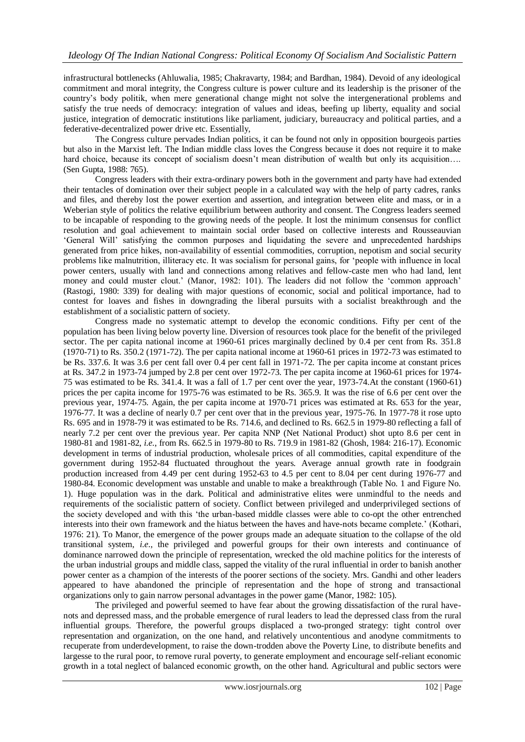infrastructural bottlenecks (Ahluwalia, 1985; Chakravarty, 1984; and Bardhan, 1984). Devoid of any ideological commitment and moral integrity, the Congress culture is power culture and its leadership is the prisoner of the country's body politik, when mere generational change might not solve the intergenerational problems and satisfy the true needs of democracy: integration of values and ideas, beefing up liberty, equality and social justice, integration of democratic institutions like parliament, judiciary, bureaucracy and political parties, and a federative-decentralized power drive etc. Essentially,

The Congress culture pervades Indian politics, it can be found not only in opposition bourgeois parties but also in the Marxist left. The Indian middle class loves the Congress because it does not require it to make hard choice, because its concept of socialism doesn't mean distribution of wealth but only its acquisition…. (Sen Gupta, 1988: 765).

Congress leaders with their extra-ordinary powers both in the government and party have had extended their tentacles of domination over their subject people in a calculated way with the help of party cadres, ranks and files, and thereby lost the power exertion and assertion, and integration between elite and mass, or in a Weberian style of politics the relative equilibrium between authority and consent. The Congress leaders seemed to be incapable of responding to the growing needs of the people. It lost the minimum consensus for conflict resolution and goal achievement to maintain social order based on collective interests and Rousseauvian 'General Will' satisfying the common purposes and liquidating the severe and unprecedented hardships generated from price hikes, non-availability of essential commodities, corruption, nepotism and social security problems like malnutrition, illiteracy etc. It was socialism for personal gains, for 'people with influence in local power centers, usually with land and connections among relatives and fellow-caste men who had land, lent money and could muster clout.' (Manor, 1982: 101). The leaders did not follow the 'common approach' (Rastogi, 1980: 339) for dealing with major questions of economic, social and political importance, had to contest for loaves and fishes in downgrading the liberal pursuits with a socialist breakthrough and the establishment of a socialistic pattern of society.

Congress made no systematic attempt to develop the economic conditions. Fifty per cent of the population has been living below poverty line. Diversion of resources took place for the benefit of the privileged sector. The per capita national income at 1960-61 prices marginally declined by 0.4 per cent from Rs. 351.8 (1970-71) to Rs. 350.2 (1971-72). The per capita national income at 1960-61 prices in 1972-73 was estimated to be Rs. 337.6. It was 3.6 per cent fall over 0.4 per cent fall in 1971-72. The per capita income at constant prices at Rs. 347.2 in 1973-74 jumped by 2.8 per cent over 1972-73. The per capita income at 1960-61 prices for 1974-75 was estimated to be Rs. 341.4. It was a fall of 1.7 per cent over the year, 1973-74.At the constant (1960-61) prices the per capita income for 1975-76 was estimated to be Rs. 365.9. It was the rise of 6.6 per cent over the previous year, 1974-75. Again, the per capita income at 1970-71 prices was estimated at Rs. 653 for the year, 1976-77. It was a decline of nearly 0.7 per cent over that in the previous year, 1975-76. In 1977-78 it rose upto Rs. 695 and in 1978-79 it was estimated to be Rs. 714.6, and declined to Rs. 662.5 in 1979-80 reflecting a fall of nearly 7.2 per cent over the previous year. Per capita NNP (Net National Product) shot upto 8.6 per cent in 1980-81 and 1981-82, *i.e.*, from Rs. 662.5 in 1979-80 to Rs. 719.9 in 1981-82 (Ghosh, 1984: 216-17). Economic development in terms of industrial production, wholesale prices of all commodities, capital expenditure of the government during 1952-84 fluctuated throughout the years. Average annual growth rate in foodgrain production increased from 4.49 per cent during 1952-63 to 4.5 per cent to 8.04 per cent during 1976-77 and 1980-84. Economic development was unstable and unable to make a breakthrough (Table No. 1 and Figure No. 1). Huge population was in the dark. Political and administrative elites were unmindful to the needs and requirements of the socialistic pattern of society. Conflict between privileged and underprivileged sections of the society developed and with this 'the urban-based middle classes were able to co-opt the other entrenched interests into their own framework and the hiatus between the haves and have-nots became complete.' (Kothari, 1976: 21). To Manor, the emergence of the power groups made an adequate situation to the collapse of the old transitional system, *i.e.*, the privileged and powerful groups for their own interests and continuance of dominance narrowed down the principle of representation, wrecked the old machine politics for the interests of the urban industrial groups and middle class, sapped the vitality of the rural influential in order to banish another power center as a champion of the interests of the poorer sections of the society. Mrs. Gandhi and other leaders appeared to have abandoned the principle of representation and the hope of strong and transactional organizations only to gain narrow personal advantages in the power game (Manor, 1982: 105).

The privileged and powerful seemed to have fear about the growing dissatisfaction of the rural have-nots and depressed mass, and the probable emergence of rural leaders to lead the depressed class from the rural influential groups. Therefore, the powerful groups displaced a two-pronged strategy: tight control over representation and organization, on the one hand, and relatively uncontentious and anodyne commitments to recuperate from underdevelopment, to raise the down-trodden above the Poverty Line, to distribute benefits and largesse to the rural poor, to remove rural poverty, to generate employment and encourage self-reliant economic growth in a total neglect of balanced economic growth, on the other hand. Agricultural and public sectors were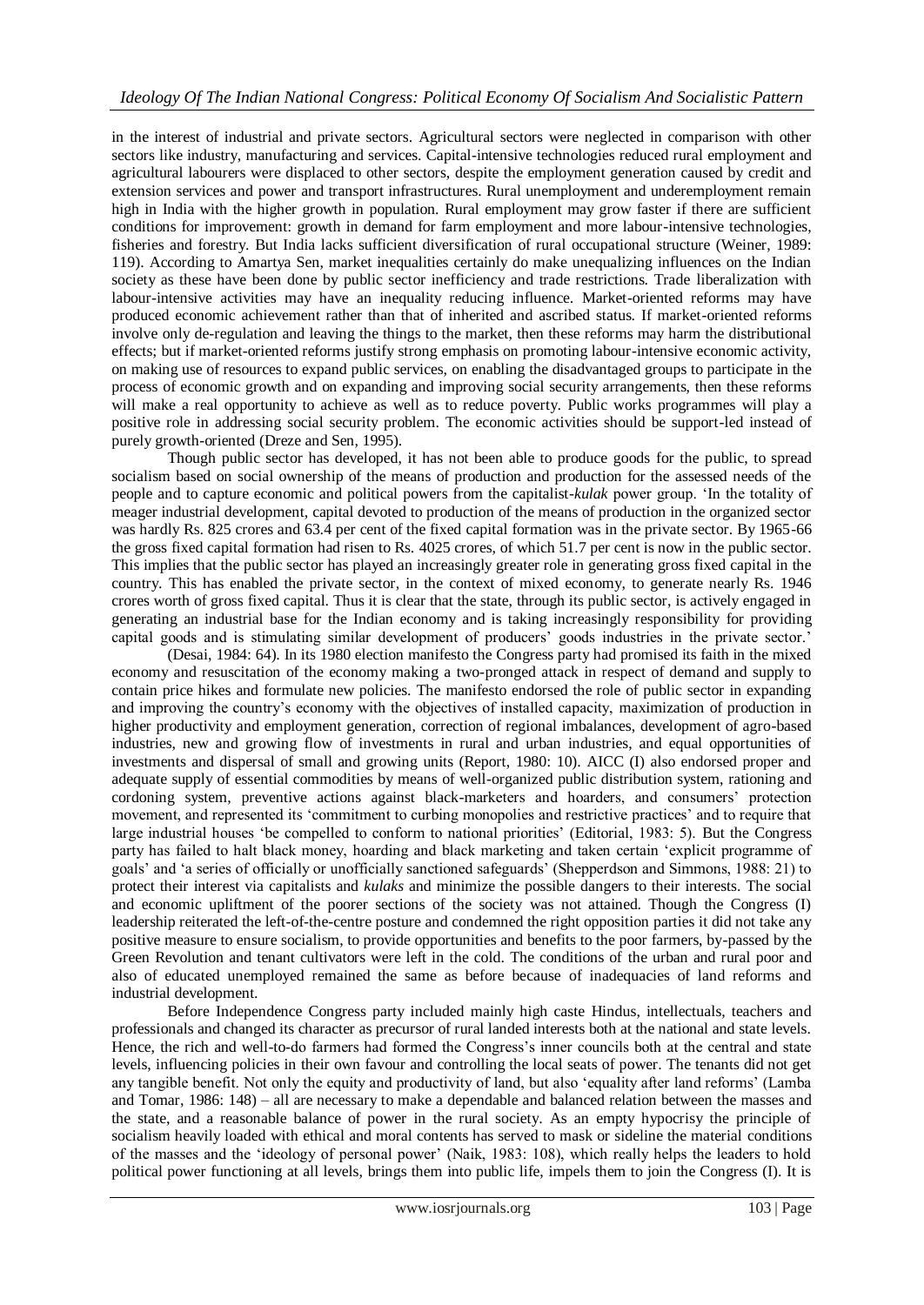in the interest of industrial and private sectors. Agricultural sectors were neglected in comparison with other sectors like industry, manufacturing and services. Capital-intensive technologies reduced rural employment and agricultural labourers were displaced to other sectors, despite the employment generation caused by credit and extension services and power and transport infrastructures. Rural unemployment and underemployment remain high in India with the higher growth in population. Rural employment may grow faster if there are sufficient conditions for improvement: growth in demand for farm employment and more labour-intensive technologies, fisheries and forestry. But India lacks sufficient diversification of rural occupational structure (Weiner, 1989: 119). According to Amartya Sen, market inequalities certainly do make unequalizing influences on the Indian society as these have been done by public sector inefficiency and trade restrictions. Trade liberalization with labour-intensive activities may have an inequality reducing influence. Market-oriented reforms may have produced economic achievement rather than that of inherited and ascribed status. If market-oriented reforms involve only de-regulation and leaving the things to the market, then these reforms may harm the distributional effects; but if market-oriented reforms justify strong emphasis on promoting labour-intensive economic activity, on making use of resources to expand public services, on enabling the disadvantaged groups to participate in the process of economic growth and on expanding and improving social security arrangements, then these reforms will make a real opportunity to achieve as well as to reduce poverty. Public works programmes will play a positive role in addressing social security problem. The economic activities should be support-led instead of purely growth-oriented (Dreze and Sen, 1995).

Though public sector has developed, it has not been able to produce goods for the public, to spread socialism based on social ownership of the means of production and production for the assessed needs of the people and to capture economic and political powers from the capitalist-*kulak* power group. 'In the totality of meager industrial development, capital devoted to production of the means of production in the organized sector was hardly Rs. 825 crores and 63.4 per cent of the fixed capital formation was in the private sector. By 1965-66 the gross fixed capital formation had risen to Rs. 4025 crores, of which 51.7 per cent is now in the public sector. This implies that the public sector has played an increasingly greater role in generating gross fixed capital in the country. This has enabled the private sector, in the context of mixed economy, to generate nearly Rs. 1946 crores worth of gross fixed capital. Thus it is clear that the state, through its public sector, is actively engaged in generating an industrial base for the Indian economy and is taking increasingly responsibility for providing capital goods and is stimulating similar development of producers' goods industries in the private sector.'

(Desai, 1984: 64). In its 1980 election manifesto the Congress party had promised its faith in the mixed economy and resuscitation of the economy making a two-pronged attack in respect of demand and supply to contain price hikes and formulate new policies. The manifesto endorsed the role of public sector in expanding and improving the country's economy with the objectives of installed capacity, maximization of production in higher productivity and employment generation, correction of regional imbalances, development of agro-based industries, new and growing flow of investments in rural and urban industries, and equal opportunities of investments and dispersal of small and growing units (Report, 1980: 10). AICC (I) also endorsed proper and adequate supply of essential commodities by means of well-organized public distribution system, rationing and cordoning system, preventive actions against black-marketers and hoarders, and consumers' protection movement, and represented its 'commitment to curbing monopolies and restrictive practices' and to require that large industrial houses 'be compelled to conform to national priorities' (Editorial, 1983: 5). But the Congress party has failed to halt black money, hoarding and black marketing and taken certain 'explicit programme of goals' and 'a series of officially or unofficially sanctioned safeguards' (Shepperdson and Simmons, 1988: 21) to protect their interest via capitalists and *kulaks* and minimize the possible dangers to their interests. The social and economic upliftment of the poorer sections of the society was not attained. Though the Congress (I) leadership reiterated the left-of-the-centre posture and condemned the right opposition parties it did not take any positive measure to ensure socialism, to provide opportunities and benefits to the poor farmers, by-passed by the Green Revolution and tenant cultivators were left in the cold. The conditions of the urban and rural poor and also of educated unemployed remained the same as before because of inadequacies of land reforms and industrial development.

Before Independence Congress party included mainly high caste Hindus, intellectuals, teachers and professionals and changed its character as precursor of rural landed interests both at the national and state levels. Hence, the rich and well-to-do farmers had formed the Congress's inner councils both at the central and state levels, influencing policies in their own favour and controlling the local seats of power. The tenants did not get any tangible benefit. Not only the equity and productivity of land, but also 'equality after land reforms' (Lamba and Tomar, 1986: 148) – all are necessary to make a dependable and balanced relation between the masses and the state, and a reasonable balance of power in the rural society. As an empty hypocrisy the principle of socialism heavily loaded with ethical and moral contents has served to mask or sideline the material conditions of the masses and the 'ideology of personal power' (Naik, 1983: 108), which really helps the leaders to hold political power functioning at all levels, brings them into public life, impels them to join the Congress (I). It is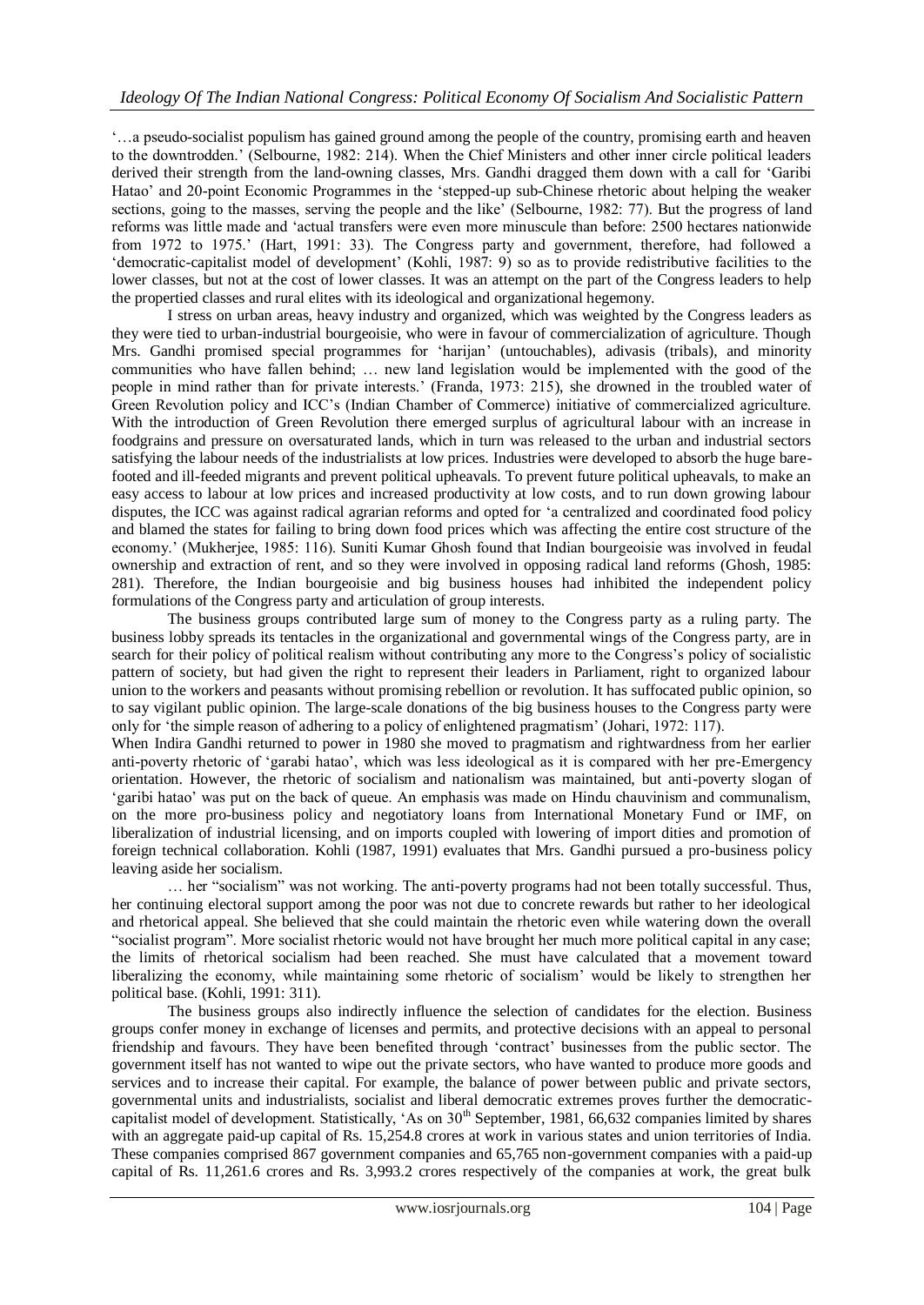'…a pseudo-socialist populism has gained ground among the people of the country, promising earth and heaven to the downtrodden.' (Selbourne, 1982: 214). When the Chief Ministers and other inner circle political leaders derived their strength from the land-owning classes, Mrs. Gandhi dragged them down with a call for 'Garibi Hatao' and 20-point Economic Programmes in the 'stepped-up sub-Chinese rhetoric about helping the weaker sections, going to the masses, serving the people and the like' (Selbourne, 1982: 77). But the progress of land reforms was little made and 'actual transfers were even more minuscule than before: 2500 hectares nationwide from 1972 to 1975.' (Hart, 1991: 33). The Congress party and government, therefore, had followed a 'democratic-capitalist model of development' (Kohli, 1987: 9) so as to provide redistributive facilities to the lower classes, but not at the cost of lower classes. It was an attempt on the part of the Congress leaders to help the propertied classes and rural elites with its ideological and organizational hegemony.

I stress on urban areas, heavy industry and organized, which was weighted by the Congress leaders as they were tied to urban-industrial bourgeoisie, who were in favour of commercialization of agriculture. Though Mrs. Gandhi promised special programmes for 'harijan' (untouchables), adivasis (tribals), and minority communities who have fallen behind; … new land legislation would be implemented with the good of the people in mind rather than for private interests.' (Franda, 1973: 215), she drowned in the troubled water of Green Revolution policy and ICC's (Indian Chamber of Commerce) initiative of commercialized agriculture. With the introduction of Green Revolution there emerged surplus of agricultural labour with an increase in foodgrains and pressure on oversaturated lands, which in turn was released to the urban and industrial sectors satisfying the labour needs of the industrialists at low prices. Industries were developed to absorb the huge bare-footed and ill-feeded migrants and prevent political upheavals. To prevent future political upheavals, to make an easy access to labour at low prices and increased productivity at low costs, and to run down growing labour disputes, the ICC was against radical agrarian reforms and opted for 'a centralized and coordinated food policy and blamed the states for failing to bring down food prices which was affecting the entire cost structure of the economy.' (Mukherjee, 1985: 116). Suniti Kumar Ghosh found that Indian bourgeoisie was involved in feudal ownership and extraction of rent, and so they were involved in opposing radical land reforms (Ghosh, 1985: 281). Therefore, the Indian bourgeoisie and big business houses had inhibited the independent policy formulations of the Congress party and articulation of group interests.

The business groups contributed large sum of money to the Congress party as a ruling party. The business lobby spreads its tentacles in the organizational and governmental wings of the Congress party, are in search for their policy of political realism without contributing any more to the Congress's policy of socialistic pattern of society, but had given the right to represent their leaders in Parliament, right to organized labour union to the workers and peasants without promising rebellion or revolution. It has suffocated public opinion, so to say vigilant public opinion. The large-scale donations of the big business houses to the Congress party were only for 'the simple reason of adhering to a policy of enlightened pragmatism' (Johari, 1972: 117).

When Indira Gandhi returned to power in 1980 she moved to pragmatism and rightwardness from her earlier anti-poverty rhetoric of 'garabi hatao', which was less ideological as it is compared with her pre-Emergency orientation. However, the rhetoric of socialism and nationalism was maintained, but anti-poverty slogan of 'garibi hatao' was put on the back of queue. An emphasis was made on Hindu chauvinism and communalism, on the more pro-business policy and negotiatory loans from International Monetary Fund or IMF, on liberalization of industrial licensing, and on imports coupled with lowering of import dities and promotion of foreign technical collaboration. Kohli (1987, 1991) evaluates that Mrs. Gandhi pursued a pro-business policy leaving aside her socialism.

> … her "socialism" was not working. The anti-poverty programs had not been totally successful. Thus, her continuing electoral support among the poor was not due to concrete rewards but rather to her ideological and rhetorical appeal. She believed that she could maintain the rhetoric even while watering down the overall "socialist program". More socialist rhetoric would not have brought her much more political capital in any case; the limits of rhetorical socialism had been reached. She must have calculated that a movement toward liberalizing the economy, while maintaining some rhetoric of socialism' would be likely to strengthen her political base. (Kohli, 1991: 311).

The business groups also indirectly influence the selection of candidates for the election. Business groups confer money in exchange of licenses and permits, and protective decisions with an appeal to personal friendship and favours. They have been benefited through 'contract' businesses from the public sector. The government itself has not wanted to wipe out the private sectors, who have wanted to produce more goods and services and to increase their capital. For example, the balance of power between public and private sectors, governmental units and industrialists, socialist and liberal democratic extremes proves further the democratic-capitalist model of development. Statistically, 'As on 30th September, 1981, 66,632 companies limited by shares with an aggregate paid-up capital of Rs. 15,254.8 crores at work in various states and union territories of India. These companies comprised 867 government companies and 65,765 non-government companies with a paid-up capital of Rs. 11,261.6 crores and Rs. 3,993.2 crores respectively of the companies at work, the great bulk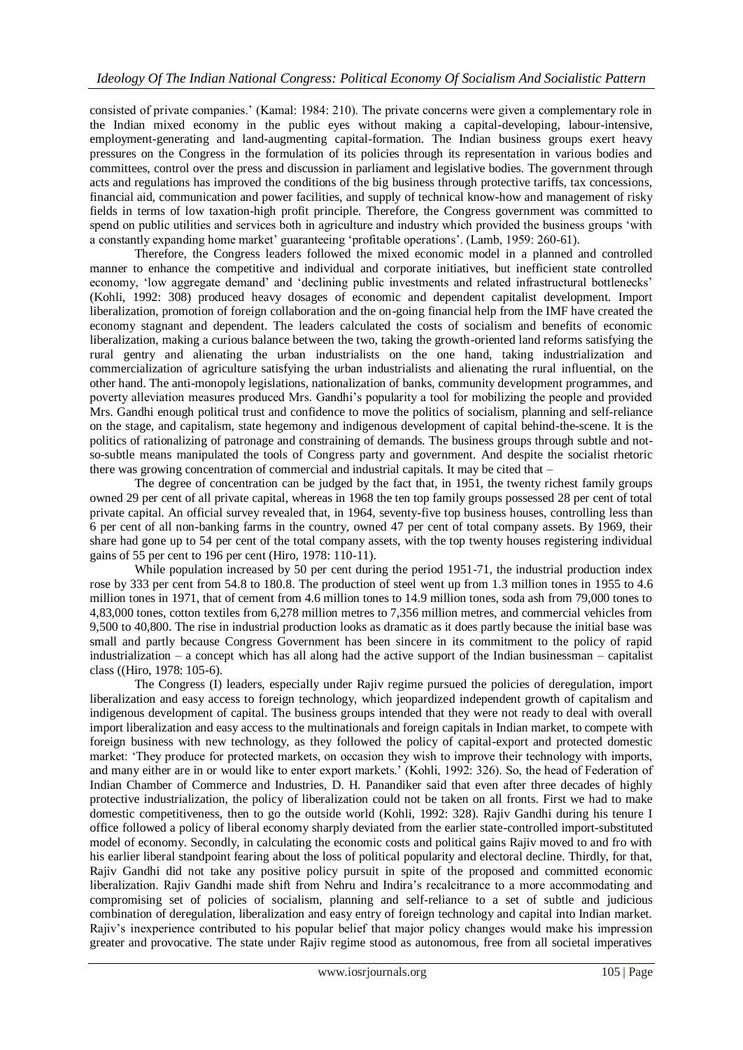consisted of private companies.' (Kamal: 1984: 210). The private concerns were given a complementary role in the Indian mixed economy in the public eyes without making a capital-developing, labour-intensive, employment-generating and land-augmenting capital-formation. The Indian business groups exert heavy pressures on the Congress in the formulation of its policies through its representation in various bodies and committees, control over the press and discussion in parliament and legislative bodies. The government through acts and regulations has improved the conditions of the big business through protective tariffs, tax concessions, financial aid, communication and power facilities, and supply of technical know-how and management of risky fields in terms of low taxation-high profit principle. Therefore, the Congress government was committed to spend on public utilities and services both in agriculture and industry which provided the business groups 'with a constantly expanding home market' guaranteeing 'profitable operations'. (Lamb, 1959: 260-61).

Therefore, the Congress leaders followed the mixed economic model in a planned and controlled manner to enhance the competitive and individual and corporate initiatives, but inefficient state controlled economy, 'low aggregate demand' and 'declining public investments and related infrastructural bottlenecks' (Kohli, 1992: 308) produced heavy dosages of economic and dependent capitalist development. Import liberalization, promotion of foreign collaboration and the on-going financial help from the IMF have created the economy stagnant and dependent. The leaders calculated the costs of socialism and benefits of economic liberalization, making a curious balance between the two, taking the growth-oriented land reforms satisfying the rural gentry and alienating the urban industrialists on the one hand, taking industrialization and commercialization of agriculture satisfying the urban industrialists and alienating the rural influential, on the other hand. The anti-monopoly legislations, nationalization of banks, community development programmes, and poverty alleviation measures produced Mrs. Gandhi's popularity a tool for mobilizing the people and provided Mrs. Gandhi enough political trust and confidence to move the politics of socialism, planning and self-reliance on the stage, and capitalism, state hegemony and indigenous development of capital behind-the-scene. It is the politics of rationalizing of patronage and constraining of demands. The business groups through subtle and not-so-subtle means manipulated the tools of Congress party and government. And despite the socialist rhetoric there was growing concentration of commercial and industrial capitals. It may be cited that –

The degree of concentration can be judged by the fact that, in 1951, the twenty richest family groups owned 29 per cent of all private capital, whereas in 1968 the ten top family groups possessed 28 per cent of total private capital. An official survey revealed that, in 1964, seventy-five top business houses, controlling less than 6 per cent of all non-banking farms in the country, owned 47 per cent of total company assets. By 1969, their share had gone up to 54 per cent of the total company assets, with the top twenty houses registering individual gains of 55 per cent to 196 per cent (Hiro, 1978: 110-11).

While population increased by 50 per cent during the period 1951-71, the industrial production index rose by 333 per cent from 54.8 to 180.8. The production of steel went up from 1.3 million tones in 1955 to 4.6 million tones in 1971, that of cement from 4.6 million tones to 14.9 million tones, soda ash from 79,000 tones to 4,83,000 tones, cotton textiles from 6,278 million metres to 7,356 million metres, and commercial vehicles from 9,500 to 40,800. The rise in industrial production looks as dramatic as it does partly because the initial base was small and partly because Congress Government has been sincere in its commitment to the policy of rapid industrialization – a concept which has all along had the active support of the Indian businessman – capitalist class ((Hiro, 1978: 105-6).

The Congress (I) leaders, especially under Rajiv regime pursued the policies of deregulation, import liberalization and easy access to foreign technology, which jeopardized independent growth of capitalism and indigenous development of capital. The business groups intended that they were not ready to deal with overall import liberalization and easy access to the multinationals and foreign capitals in Indian market, to compete with foreign business with new technology, as they followed the policy of capital-export and protected domestic market: 'They produce for protected markets, on occasion they wish to improve their technology with imports, and many either are in or would like to enter export markets.' (Kohli, 1992: 326). So, the head of Federation of Indian Chamber of Commerce and Industries, D. H. Panandiker said that even after three decades of highly protective industrialization, the policy of liberalization could not be taken on all fronts. First we had to make domestic competitiveness, then to go the outside world (Kohli, 1992: 328). Rajiv Gandhi during his tenure I office followed a policy of liberal economy sharply deviated from the earlier state-controlled import-substituted model of economy. Secondly, in calculating the economic costs and political gains Rajiv moved to and fro with his earlier liberal standpoint fearing about the loss of political popularity and electoral decline. Thirdly, for that, Rajiv Gandhi did not take any positive policy pursuit in spite of the proposed and committed economic liberalization. Rajiv Gandhi made shift from Nehru and Indira's recalcitrance to a more accommodating and compromising set of policies of socialism, planning and self-reliance to a set of subtle and judicious combination of deregulation, liberalization and easy entry of foreign technology and capital into Indian market. Rajiv's inexperience contributed to his popular belief that major policy changes would make his impression greater and provocative. The state under Rajiv regime stood as autonomous, free from all societal imperatives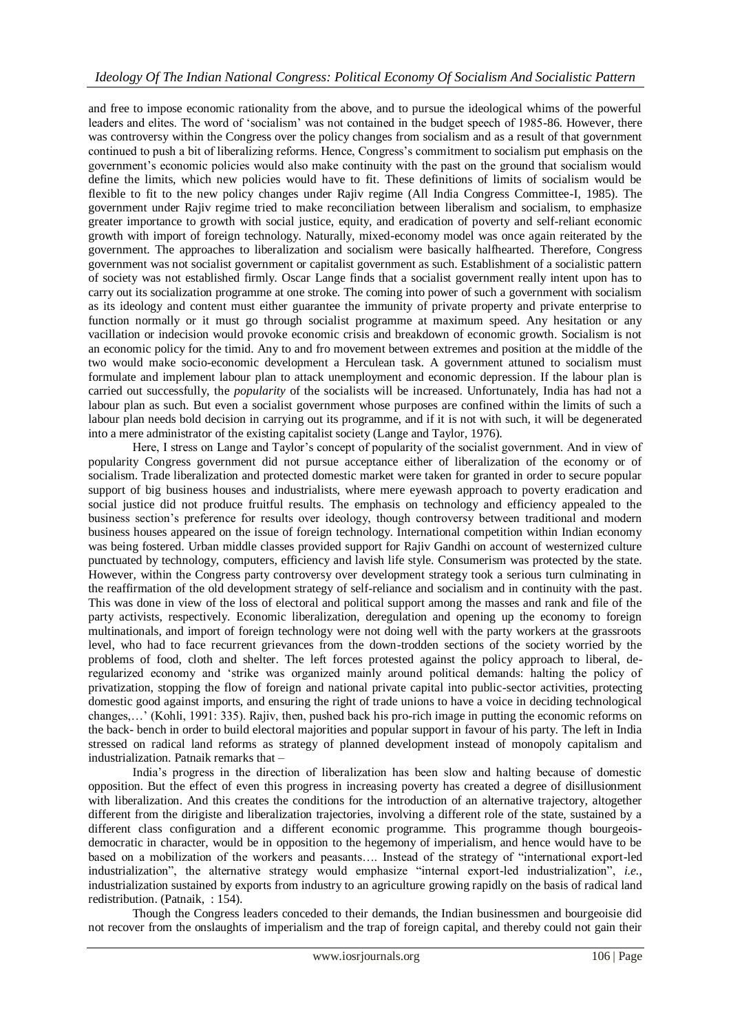and free to impose economic rationality from the above, and to pursue the ideological whims of the powerful leaders and elites. The word of 'socialism' was not contained in the budget speech of 1985-86. However, there was controversy within the Congress over the policy changes from socialism and as a result of that government continued to push a bit of liberalizing reforms. Hence, Congress's commitment to socialism put emphasis on the government's economic policies would also make continuity with the past on the ground that socialism would define the limits, which new policies would have to fit. These definitions of limits of socialism would be flexible to fit to the new policy changes under Rajiv regime (All India Congress Committee-I, 1985). The government under Rajiv regime tried to make reconciliation between liberalism and socialism, to emphasize greater importance to growth with social justice, equity, and eradication of poverty and self-reliant economic growth with import of foreign technology. Naturally, mixed-economy model was once again reiterated by the government. The approaches to liberalization and socialism were basically halfhearted. Therefore, Congress government was not socialist government or capitalist government as such. Establishment of a socialistic pattern of society was not established firmly. Oscar Lange finds that a socialist government really intent upon has to carry out its socialization programme at one stroke. The coming into power of such a government with socialism as its ideology and content must either guarantee the immunity of private property and private enterprise to function normally or it must go through socialist programme at maximum speed. Any hesitation or any vacillation or indecision would provoke economic crisis and breakdown of economic growth. Socialism is not an economic policy for the timid. Any to and fro movement between extremes and position at the middle of the two would make socio-economic development a Herculean task. A government attuned to socialism must formulate and implement labour plan to attack unemployment and economic depression. If the labour plan is carried out successfully, the *popularity* of the socialists will be increased. Unfortunately, India has had not a labour plan as such. But even a socialist government whose purposes are confined within the limits of such a labour plan needs bold decision in carrying out its programme, and if it is not with such, it will be degenerated into a mere administrator of the existing capitalist society (Lange and Taylor, 1976).

Here, I stress on Lange and Taylor's concept of popularity of the socialist government. And in view of popularity Congress government did not pursue acceptance either of liberalization of the economy or of socialism. Trade liberalization and protected domestic market were taken for granted in order to secure popular support of big business houses and industrialists, where mere eyewash approach to poverty eradication and social justice did not produce fruitful results. The emphasis on technology and efficiency appealed to the business section's preference for results over ideology, though controversy between traditional and modern business houses appeared on the issue of foreign technology. International competition within Indian economy was being fostered. Urban middle classes provided support for Rajiv Gandhi on account of westernized culture punctuated by technology, computers, efficiency and lavish life style. Consumerism was protected by the state. However, within the Congress party controversy over development strategy took a serious turn culminating in the reaffirmation of the old development strategy of self-reliance and socialism and in continuity with the past. This was done in view of the loss of electoral and political support among the masses and rank and file of the party activists, respectively. Economic liberalization, deregulation and opening up the economy to foreign multinationals, and import of foreign technology were not doing well with the party workers at the grassroots level, who had to face recurrent grievances from the down-trodden sections of the society worried by the problems of food, cloth and shelter. The left forces protested against the policy approach to liberal, de-regularized economy and 'strike was organized mainly around political demands: halting the policy of privatization, stopping the flow of foreign and national private capital into public-sector activities, protecting domestic good against imports, and ensuring the right of trade unions to have a voice in deciding technological changes,…' (Kohli, 1991: 335). Rajiv, then, pushed back his pro-rich image in putting the economic reforms on the back- bench in order to build electoral majorities and popular support in favour of his party. The left in India stressed on radical land reforms as strategy of planned development instead of monopoly capitalism and industrialization. Patnaik remarks that –

> India's progress in the direction of liberalization has been slow and halting because of domestic opposition. But the effect of even this progress in increasing poverty has created a degree of disillusionment with liberalization. And this creates the conditions for the introduction of an alternative trajectory, altogether different from the dirigiste and liberalization trajectories, involving a different role of the state, sustained by a different class configuration and a different economic programme. This programme though bourgeois-democratic in character, would be in opposition to the hegemony of imperialism, and hence would have to be based on a mobilization of the workers and peasants…. Instead of the strategy of "international export-led industrialization", the alternative strategy would emphasize "internal export-led industrialization", *i.e.*, industrialization sustained by exports from industry to an agriculture growing rapidly on the basis of radical land redistribution. (Patnaik, : 154).

Though the Congress leaders conceded to their demands, the Indian businessmen and bourgeoisie did not recover from the onslaughts of imperialism and the trap of foreign capital, and thereby could not gain their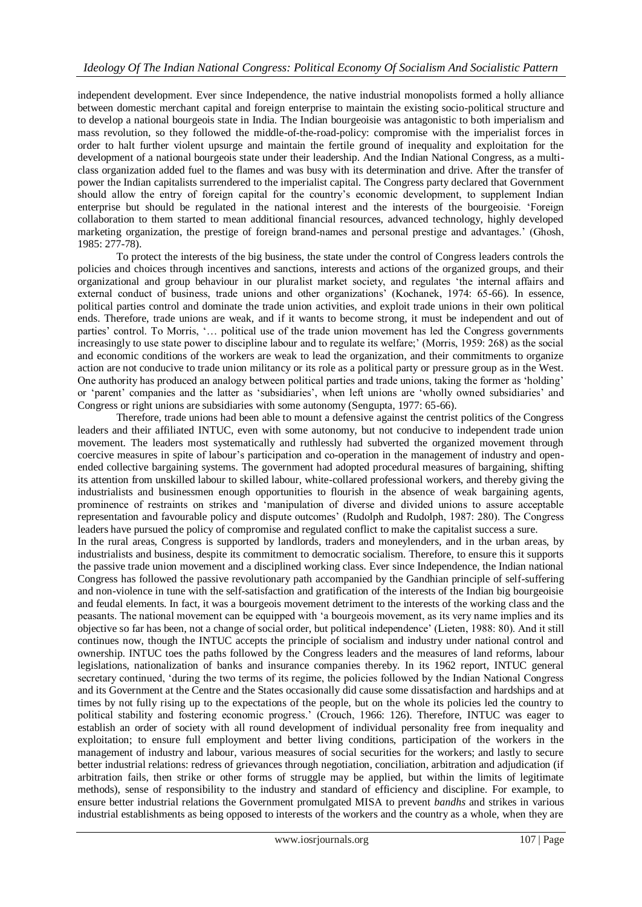independent development. Ever since Independence, the native industrial monopolists formed a holly alliance between domestic merchant capital and foreign enterprise to maintain the existing socio-political structure and to develop a national bourgeois state in India. The Indian bourgeoisie was antagonistic to both imperialism and mass revolution, so they followed the middle-of-the-road-policy: compromise with the imperialist forces in order to halt further violent upsurge and maintain the fertile ground of inequality and exploitation for the development of a national bourgeois state under their leadership. And the Indian National Congress, as a multi-class organization added fuel to the flames and was busy with its determination and drive. After the transfer of power the Indian capitalists surrendered to the imperialist capital. The Congress party declared that Government should allow the entry of foreign capital for the country's economic development, to supplement Indian enterprise but should be regulated in the national interest and the interests of the bourgeoisie. 'Foreign collaboration to them started to mean additional financial resources, advanced technology, highly developed marketing organization, the prestige of foreign brand-names and personal prestige and advantages.' (Ghosh, 1985: 277-78).

To protect the interests of the big business, the state under the control of Congress leaders controls the policies and choices through incentives and sanctions, interests and actions of the organized groups, and their organizational and group behaviour in our pluralist market society, and regulates 'the internal affairs and external conduct of business, trade unions and other organizations' (Kochanek, 1974: 65-66). In essence, political parties control and dominate the trade union activities, and exploit trade unions in their own political ends. Therefore, trade unions are weak, and if it wants to become strong, it must be independent and out of parties' control. To Morris, '… political use of the trade union movement has led the Congress governments increasingly to use state power to discipline labour and to regulate its welfare;' (Morris, 1959: 268) as the social and economic conditions of the workers are weak to lead the organization, and their commitments to organize action are not conducive to trade union militancy or its role as a political party or pressure group as in the West. One authority has produced an analogy between political parties and trade unions, taking the former as 'holding' or 'parent' companies and the latter as 'subsidiaries', when left unions are 'wholly owned subsidiaries' and Congress or right unions are subsidiaries with some autonomy (Sengupta, 1977: 65-66).

Therefore, trade unions had been able to mount a defensive against the centrist politics of the Congress leaders and their affiliated INTUC, even with some autonomy, but not conducive to independent trade union movement. The leaders most systematically and ruthlessly had subverted the organized movement through coercive measures in spite of labour's participation and co-operation in the management of industry and open-ended collective bargaining systems. The government had adopted procedural measures of bargaining, shifting its attention from unskilled labour to skilled labour, white-collared professional workers, and thereby giving the industrialists and businessmen enough opportunities to flourish in the absence of weak bargaining agents, prominence of restraints on strikes and 'manipulation of diverse and divided unions to assure acceptable representation and favourable policy and dispute outcomes' (Rudolph and Rudolph, 1987: 280). The Congress leaders have pursued the policy of compromise and regulated conflict to make the capitalist success a sure.

In the rural areas, Congress is supported by landlords, traders and moneylenders, and in the urban areas, by industrialists and business, despite its commitment to democratic socialism. Therefore, to ensure this it supports the passive trade union movement and a disciplined working class. Ever since Independence, the Indian national Congress has followed the passive revolutionary path accompanied by the Gandhian principle of self-suffering and non-violence in tune with the self-satisfaction and gratification of the interests of the Indian big bourgeoisie and feudal elements. In fact, it was a bourgeois movement detriment to the interests of the working class and the peasants. The national movement can be equipped with 'a bourgeois movement, as its very name implies and its objective so far has been, not a change of social order, but political independence' (Lieten, 1988: 80). And it still continues now, though the INTUC accepts the principle of socialism and industry under national control and ownership. INTUC toes the paths followed by the Congress leaders and the measures of land reforms, labour legislations, nationalization of banks and insurance companies thereby. In its 1962 report, INTUC general secretary continued, 'during the two terms of its regime, the policies followed by the Indian National Congress and its Government at the Centre and the States occasionally did cause some dissatisfaction and hardships and at times by not fully rising up to the expectations of the people, but on the whole its policies led the country to political stability and fostering economic progress.' (Crouch, 1966: 126). Therefore, INTUC was eager to establish an order of society with all round development of individual personality free from inequality and exploitation; to ensure full employment and better living conditions, participation of the workers in the management of industry and labour, various measures of social securities for the workers; and lastly to secure better industrial relations: redress of grievances through negotiation, conciliation, arbitration and adjudication (if arbitration fails, then strike or other forms of struggle may be applied, but within the limits of legitimate methods), sense of responsibility to the industry and standard of efficiency and discipline. For example, to ensure better industrial relations the Government promulgated MISA to prevent *bandhs* and strikes in various industrial establishments as being opposed to interests of the workers and the country as a whole, when they are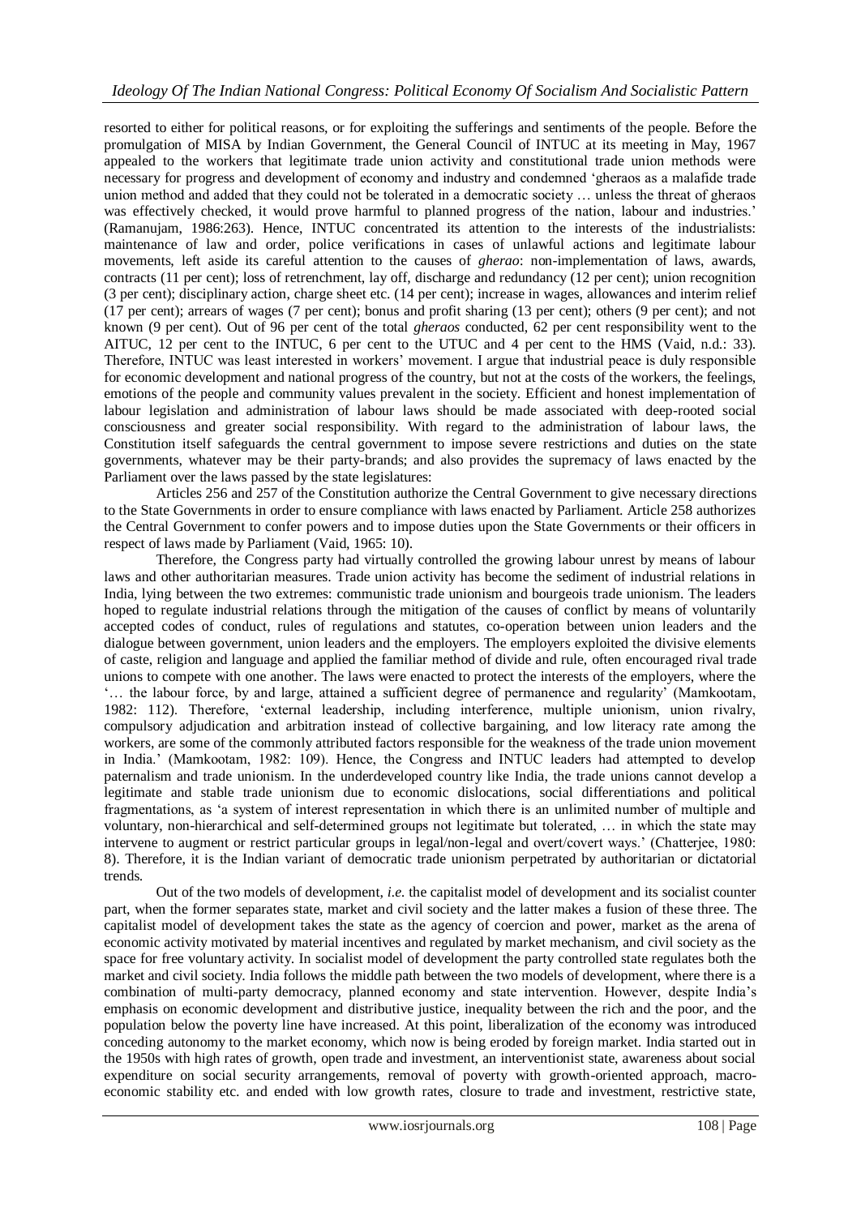resorted to either for political reasons, or for exploiting the sufferings and sentiments of the people. Before the promulgation of MISA by Indian Government, the General Council of INTUC at its meeting in May, 1967 appealed to the workers that legitimate trade union activity and constitutional trade union methods were necessary for progress and development of economy and industry and condemned 'gheraos as a malafide trade union method and added that they could not be tolerated in a democratic society … unless the threat of gheraos was effectively checked, it would prove harmful to planned progress of the nation, labour and industries.' (Ramanujam, 1986:263). Hence, INTUC concentrated its attention to the interests of the industrialists: maintenance of law and order, police verifications in cases of unlawful actions and legitimate labour movements, left aside its careful attention to the causes of *gherao*: non-implementation of laws, awards, contracts (11 per cent); loss of retrenchment, lay off, discharge and redundancy (12 per cent); union recognition (3 per cent); disciplinary action, charge sheet etc. (14 per cent); increase in wages, allowances and interim relief (17 per cent); arrears of wages (7 per cent); bonus and profit sharing (13 per cent); others (9 per cent); and not known (9 per cent). Out of 96 per cent of the total *gheraos* conducted, 62 per cent responsibility went to the AITUC, 12 per cent to the INTUC, 6 per cent to the UTUC and 4 per cent to the HMS (Vaid, n.d.: 33). Therefore, INTUC was least interested in workers' movement. I argue that industrial peace is duly responsible for economic development and national progress of the country, but not at the costs of the workers, the feelings, emotions of the people and community values prevalent in the society. Efficient and honest implementation of labour legislation and administration of labour laws should be made associated with deep-rooted social consciousness and greater social responsibility. With regard to the administration of labour laws, the Constitution itself safeguards the central government to impose severe restrictions and duties on the state governments, whatever may be their party-brands; and also provides the supremacy of laws enacted by the Parliament over the laws passed by the state legislatures:

Articles 256 and 257 of the Constitution authorize the Central Government to give necessary directions to the State Governments in order to ensure compliance with laws enacted by Parliament. Article 258 authorizes the Central Government to confer powers and to impose duties upon the State Governments or their officers in respect of laws made by Parliament (Vaid, 1965: 10).

Therefore, the Congress party had virtually controlled the growing labour unrest by means of labour laws and other authoritarian measures. Trade union activity has become the sediment of industrial relations in India, lying between the two extremes: communistic trade unionism and bourgeois trade unionism. The leaders hoped to regulate industrial relations through the mitigation of the causes of conflict by means of voluntarily accepted codes of conduct, rules of regulations and statutes, co-operation between union leaders and the dialogue between government, union leaders and the employers. The employers exploited the divisive elements of caste, religion and language and applied the familiar method of divide and rule, often encouraged rival trade unions to compete with one another. The laws were enacted to protect the interests of the employers, where the '… the labour force, by and large, attained a sufficient degree of permanence and regularity' (Mamkootam, 1982: 112). Therefore, 'external leadership, including interference, multiple unionism, union rivalry, compulsory adjudication and arbitration instead of collective bargaining, and low literacy rate among the workers, are some of the commonly attributed factors responsible for the weakness of the trade union movement in India.' (Mamkootam, 1982: 109). Hence, the Congress and INTUC leaders had attempted to develop paternalism and trade unionism. In the underdeveloped country like India, the trade unions cannot develop a legitimate and stable trade unionism due to economic dislocations, social differentiations and political fragmentations, as 'a system of interest representation in which there is an unlimited number of multiple and voluntary, non-hierarchical and self-determined groups not legitimate but tolerated, … in which the state may intervene to augment or restrict particular groups in legal/non-legal and overt/covert ways.' (Chatterjee, 1980: 8). Therefore, it is the Indian variant of democratic trade unionism perpetrated by authoritarian or dictatorial trends.

Out of the two models of development, *i.e.* the capitalist model of development and its socialist counter part, when the former separates state, market and civil society and the latter makes a fusion of these three. The capitalist model of development takes the state as the agency of coercion and power, market as the arena of economic activity motivated by material incentives and regulated by market mechanism, and civil society as the space for free voluntary activity. In socialist model of development the party controlled state regulates both the market and civil society. India follows the middle path between the two models of development, where there is a combination of multi-party democracy, planned economy and state intervention. However, despite India's emphasis on economic development and distributive justice, inequality between the rich and the poor, and the population below the poverty line have increased. At this point, liberalization of the economy was introduced conceding autonomy to the market economy, which now is being eroded by foreign market. India started out in the 1950s with high rates of growth, open trade and investment, an interventionist state, awareness about social expenditure on social security arrangements, removal of poverty with growth-oriented approach, macro-economic stability etc. and ended with low growth rates, closure to trade and investment, restrictive state,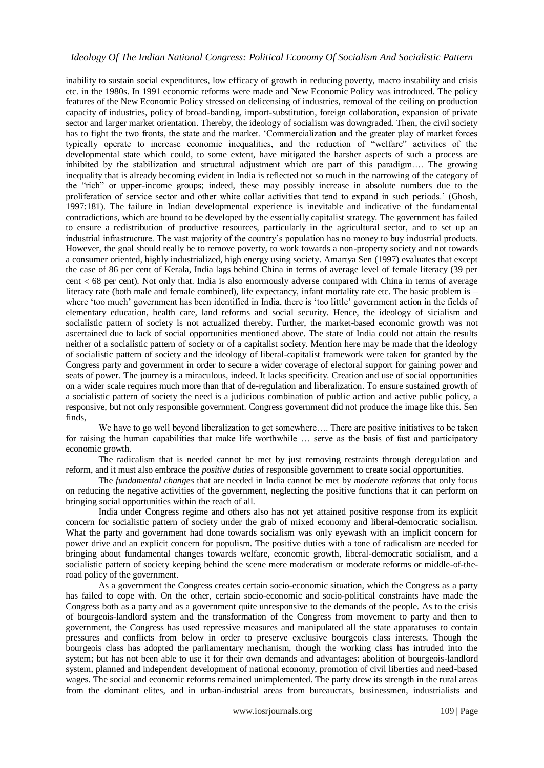inability to sustain social expenditures, low efficacy of growth in reducing poverty, macro instability and crisis etc. in the 1980s. In 1991 economic reforms were made and New Economic Policy was introduced. The policy features of the New Economic Policy stressed on delicensing of industries, removal of the ceiling on production capacity of industries, policy of broad-banding, import-substitution, foreign collaboration, expansion of private sector and larger market orientation. Thereby, the ideology of socialism was downgraded. Then, the civil society has to fight the two fronts, the state and the market. 'Commercialization and the greater play of market forces typically operate to increase economic inequalities, and the reduction of "welfare" activities of the developmental state which could, to some extent, have mitigated the harsher aspects of such a process are inhibited by the stabilization and structural adjustment which are part of this paradigm…. The growing inequality that is already becoming evident in India is reflected not so much in the narrowing of the category of the "rich" or upper-income groups; indeed, these may possibly increase in absolute numbers due to the proliferation of service sector and other white collar activities that tend to expand in such periods.' (Ghosh, 1997:181). The failure in Indian developmental experience is inevitable and indicative of the fundamental contradictions, which are bound to be developed by the essentially capitalist strategy. The government has failed to ensure a redistribution of productive resources, particularly in the agricultural sector, and to set up an industrial infrastructure. The vast majority of the country's population has no money to buy industrial products. However, the goal should really be to remove poverty, to work towards a non-property society and not towards a consumer oriented, highly industrialized, high energy using society. Amartya Sen (1997) evaluates that except the case of 86 per cent of Kerala, India lags behind China in terms of average level of female literacy (39 per cent < 68 per cent). Not only that. India is also enormously adverse compared with China in terms of average literacy rate (both male and female combined), life expectancy, infant mortality rate etc. The basic problem is – where 'too much' government has been identified in India, there is 'too little' government action in the fields of elementary education, health care, land reforms and social security. Hence, the ideology of sicialism and socialistic pattern of society is not actualized thereby. Further, the market-based economic growth was not ascertained due to lack of social opportunities mentioned above. The state of India could not attain the results neither of a socialistic pattern of society or of a capitalist society. Mention here may be made that the ideology of socialistic pattern of society and the ideology of liberal-capitalist framework were taken for granted by the Congress party and government in order to secure a wider coverage of electoral support for gaining power and seats of power. The journey is a miraculous, indeed. It lacks specificity. Creation and use of social opportunities on a wider scale requires much more than that of de-regulation and liberalization. To ensure sustained growth of a socialistic pattern of society the need is a judicious combination of public action and active public policy, a responsive, but not only responsible government. Congress government did not produce the image like this. Sen finds,

We have to go well beyond liberalization to get somewhere…. There are positive initiatives to be taken for raising the human capabilities that make life worthwhile … serve as the basis of fast and participatory economic growth.

The radicalism that is needed cannot be met by just removing restraints through deregulation and reform, and it must also embrace the *positive duties* of responsible government to create social opportunities.

The *fundamental changes* that are needed in India cannot be met by *moderate reforms* that only focus on reducing the negative activities of the government, neglecting the positive functions that it can perform on bringing social opportunities within the reach of all.

India under Congress regime and others also has not yet attained positive response from its explicit concern for socialistic pattern of society under the grab of mixed economy and liberal-democratic socialism. What the party and government had done towards socialism was only eyewash with an implicit concern for power drive and an explicit concern for populism. The positive duties with a tone of radicalism are needed for bringing about fundamental changes towards welfare, economic growth, liberal-democratic socialism, and a socialistic pattern of society keeping behind the scene mere moderatism or moderate reforms or middle-of-the-road policy of the government.

As a government the Congress creates certain socio-economic situation, which the Congress as a party has failed to cope with. On the other, certain socio-economic and socio-political constraints have made the Congress both as a party and as a government quite unresponsive to the demands of the people. As to the crisis of bourgeois-landlord system and the transformation of the Congress from movement to party and then to government, the Congress has used repressive measures and manipulated all the state apparatuses to contain pressures and conflicts from below in order to preserve exclusive bourgeois class interests. Though the bourgeois class has adopted the parliamentary mechanism, though the working class has intruded into the system; but has not been able to use it for their own demands and advantages: abolition of bourgeois-landlord system, planned and independent development of national economy, promotion of civil liberties and need-based wages. The social and economic reforms remained unimplemented. The party drew its strength in the rural areas from the dominant elites, and in urban-industrial areas from bureaucrats, businessmen, industrialists and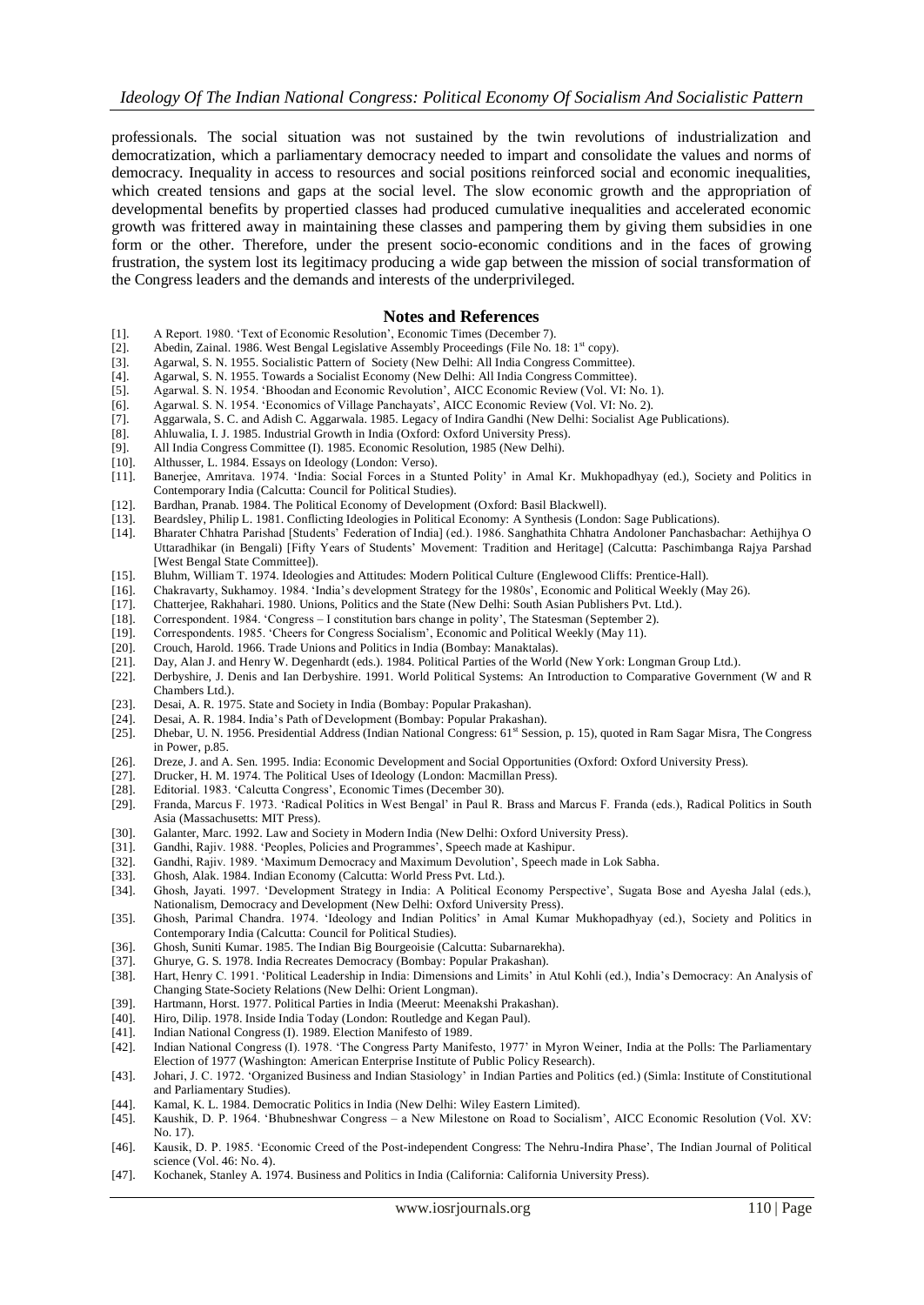professionals. The social situation was not sustained by the twin revolutions of industrialization and democratization, which a parliamentary democracy needed to impart and consolidate the values and norms of democracy. Inequality in access to resources and social positions reinforced social and economic inequalities, which created tensions and gaps at the social level. The slow economic growth and the appropriation of developmental benefits by propertied classes had produced cumulative inequalities and accelerated economic growth was frittered away in maintaining these classes and pampering them by giving them subsidies in one form or the other. Therefore, under the present socio-economic conditions and in the faces of growing frustration, the system lost its legitimacy producing a wide gap between the mission of social transformation of the Congress leaders and the demands and interests of the underprivileged.

## Notes and References

[1]. A Report. 1980. 'Text of Economic Resolution', Economic Times (December 7).
[2]. Abedin, Zainal. 1986. West Bengal Legislative Assembly Proceedings (File No. 18: 1st copy).
[3]. Agarwal, S. N. 1955. Socialistic Pattern of Society (New Delhi: All India Congress Committee).
[4]. Agarwal, S. N. 1955. Towards a Socialist Economy (New Delhi: All India Congress Committee).
[5]. Agarwal. S. N. 1954. 'Bhoodan and Economic Revolution', AICC Economic Review (Vol. VI: No. 1).
[6]. Agarwal. S. N. 1954. 'Economics of Village Panchayats', AICC Economic Review (Vol. VI: No. 2).
[7]. Aggarwala, S. C. and Adish C. Aggarwala. 1985. Legacy of Indira Gandhi (New Delhi: Socialist Age Publications).
[8]. Ahluwalia, I. J. 1985. Industrial Growth in India (Oxford: Oxford University Press).
[9]. All India Congress Committee (I). 1985. Economic Resolution, 1985 (New Delhi).
[10]. Althusser, L. 1984. Essays on Ideology (London: Verso).
[11]. Banerjee, Amritava. 1974. 'India: Social Forces in a Stunted Polity' in Amal Kr. Mukhopadhyay (ed.), Society and Politics in Contemporary India (Calcutta: Council for Political Studies).
[12]. Bardhan, Pranab. 1984. The Political Economy of Development (Oxford: Basil Blackwell).
[13]. Beardsley, Philip L. 1981. Conflicting Ideologies in Political Economy: A Synthesis (London: Sage Publications).
[14]. Bharater Chhatra Parishad [Students' Federation of India] (ed.). 1986. Sanghathita Chhatra Andoloner Panchasbachar: Aethijhya O Uttaradhikar (in Bengali) [Fifty Years of Students' Movement: Tradition and Heritage] (Calcutta: Paschimbanga Rajya Parshad [West Bengal State Committee]).
[15]. Bluhm, William T. 1974. Ideologies and Attitudes: Modern Political Culture (Englewood Cliffs: Prentice-Hall).
[16]. Chakravarty, Sukhamoy. 1984. 'India's development Strategy for the 1980s', Economic and Political Weekly (May 26).
[17]. Chatterjee, Rakhahari. 1980. Unions, Politics and the State (New Delhi: South Asian Publishers Pvt. Ltd.).
[18]. Correspondent. 1984. 'Congress – I constitution bars change in polity', The Statesman (September 2).
[19]. Correspondents. 1985. 'Cheers for Congress Socialism', Economic and Political Weekly (May 11).
[20]. Crouch, Harold. 1966. Trade Unions and Politics in India (Bombay: Manaktalas).
[21]. Day, Alan J. and Henry W. Degenhardt (eds.). 1984. Political Parties of the World (New York: Longman Group Ltd.).
[22]. Derbyshire, J. Denis and Ian Derbyshire. 1991. World Political Systems: An Introduction to Comparative Government (W and R Chambers Ltd.).
[23]. Desai, A. R. 1975. State and Society in India (Bombay: Popular Prakashan).
[24]. Desai, A. R. 1984. India's Path of Development (Bombay: Popular Prakashan).
[25]. Dhebar, U. N. 1956. Presidential Address (Indian National Congress: 61st Session, p. 15), quoted in Ram Sagar Misra, The Congress in Power, p.85.
[26]. Dreze, J. and A. Sen. 1995. India: Economic Development and Social Opportunities (Oxford: Oxford University Press).
[27]. Drucker, H. M. 1974. The Political Uses of Ideology (London: Macmillan Press).
[28]. Editorial. 1983. 'Calcutta Congress', Economic Times (December 30).
[29]. Franda, Marcus F. 1973. 'Radical Politics in West Bengal' in Paul R. Brass and Marcus F. Franda (eds.), Radical Politics in South Asia (Massachusetts: MIT Press).
[30]. Galanter, Marc. 1992. Law and Society in Modern India (New Delhi: Oxford University Press).
[31]. Gandhi, Rajiv. 1988. 'Peoples, Policies and Programmes', Speech made at Kashipur.
[32]. Gandhi, Rajiv. 1989. 'Maximum Democracy and Maximum Devolution', Speech made in Lok Sabha.
[33]. Ghosh, Alak. 1984. Indian Economy (Calcutta: World Press Pvt. Ltd.).
[34]. Ghosh, Jayati. 1997. 'Development Strategy in India: A Political Economy Perspective', Sugata Bose and Ayesha Jalal (eds.), Nationalism, Democracy and Development (New Delhi: Oxford University Press).
[35]. Ghosh, Parimal Chandra. 1974. 'Ideology and Indian Politics' in Amal Kumar Mukhopadhyay (ed.), Society and Politics in Contemporary India (Calcutta: Council for Political Studies).
[36]. Ghosh, Suniti Kumar. 1985. The Indian Big Bourgeoisie (Calcutta: Subarnarekha).
[37]. Ghurye, G. S. 1978. India Recreates Democracy (Bombay: Popular Prakashan).
[38]. Hart, Henry C. 1991. 'Political Leadership in India: Dimensions and Limits' in Atul Kohli (ed.), India's Democracy: An Analysis of Changing State-Society Relations (New Delhi: Orient Longman).
[39]. Hartmann, Horst. 1977. Political Parties in India (Meerut: Meenakshi Prakashan).
[40]. Hiro, Dilip. 1978. Inside India Today (London: Routledge and Kegan Paul).
[41]. Indian National Congress (I). 1989. Election Manifesto of 1989.
[42]. Indian National Congress (I). 1978. 'The Congress Party Manifesto, 1977' in Myron Weiner, India at the Polls: The Parliamentary Election of 1977 (Washington: American Enterprise Institute of Public Policy Research).
[43]. Johari, J. C. 1972. 'Organized Business and Indian Stasiology' in Indian Parties and Politics (ed.) (Simla: Institute of Constitutional and Parliamentary Studies).
[44]. Kamal, K. L. 1984. Democratic Politics in India (New Delhi: Wiley Eastern Limited).
[45]. Kaushik, D. P. 1964. 'Bhubneshwar Congress – a New Milestone on Road to Socialism', AICC Economic Resolution (Vol. XV: No. 17).
[46]. Kausik, D. P. 1985. 'Economic Creed of the Post-independent Congress: The Nehru-Indira Phase', The Indian Journal of Political science (Vol. 46: No. 4).
[47]. Kochanek, Stanley A. 1974. Business and Politics in India (California: California University Press).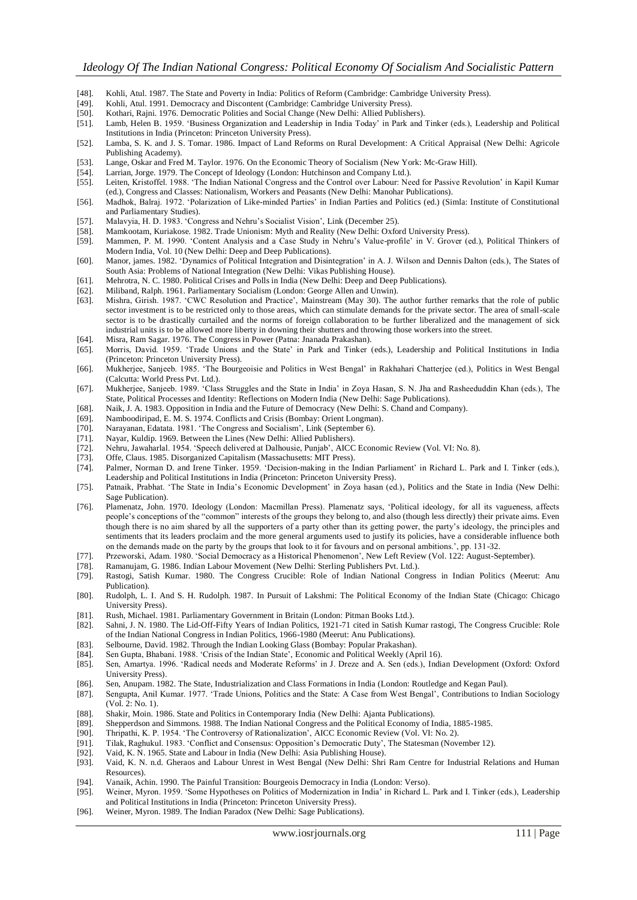[48]. Kohli, Atul. 1987. The State and Poverty in India: Politics of Reform (Cambridge: Cambridge University Press).

[49]. Kohli, Atul. 1991. Democracy and Discontent (Cambridge: Cambridge University Press).

[50]. Kothari, Rajni. 1976. Democratic Politics and Social Change (New Delhi: Allied Publishers).

[51]. Lamb, Helen B. 1959. 'Business Organization and Leadership in India Today' in Park and Tinker (eds.), Leadership and Political Institutions in India (Princeton: Princeton University Press).

[52]. Lamba, S. K. and J. S. Tomar. 1986. Impact of Land Reforms on Rural Development: A Critical Appraisal (New Delhi: Agricole Publishing Academy).

[53]. Lange, Oskar and Fred M. Taylor. 1976. On the Economic Theory of Socialism (New York: Mc-Graw Hill).

[54]. Larrian, Jorge. 1979. The Concept of Ideology (London: Hutchinson and Company Ltd.).

[55]. Leiten, Kristoffel. 1988. 'The Indian National Congress and the Control over Labour: Need for Passive Revolution' in Kapil Kumar (ed.), Congress and Classes: Nationalism, Workers and Peasants (New Delhi: Manohar Publications).

[56]. Madhok, Balraj. 1972. 'Polarization of Like-minded Parties' in Indian Parties and Politics (ed.) (Simla: Institute of Constitutional and Parliamentary Studies).

[57]. Malavyia, H. D. 1983. 'Congress and Nehru's Socialist Vision', Link (December 25).

[58]. Mamkootam, Kuriakose. 1982. Trade Unionism: Myth and Reality (New Delhi: Oxford University Press).

[59]. Mammen, P. M. 1990. 'Content Analysis and a Case Study in Nehru's Value-profile' in V. Grover (ed.), Political Thinkers of Modern India, Vol. 10 (New Delhi: Deep and Deep Publications).

[60]. Manor, james. 1982. 'Dynamics of Political Integration and Disintegration' in A. J. Wilson and Dennis Dalton (eds.), The States of South Asia: Problems of National Integration (New Delhi: Vikas Publishing House).

[61]. Mehrotra, N. C. 1980. Political Crises and Polls in India (New Delhi: Deep and Deep Publications).

[62]. Miliband, Ralph. 1961. Parliamentary Socialism (London: George Allen and Unwin).

[63]. Mishra, Girish. 1987. 'CWC Resolution and Practice', Mainstream (May 30). The author further remarks that the role of public sector investment is to be restricted only to those areas, which can stimulate demands for the private sector. The area of small-scale sector is to be drastically curtailed and the norms of foreign collaboration to be further liberalized and the management of sick industrial units is to be allowed more liberty in downing their shutters and throwing those workers into the street.

[64]. Misra, Ram Sagar. 1976. The Congress in Power (Patna: Jnanada Prakashan).

[65]. Morris, David. 1959. 'Trade Unions and the State' in Park and Tinker (eds.), Leadership and Political Institutions in India (Princeton: Princeton University Press).

[66]. Mukherjee, Sanjeeb. 1985. 'The Bourgeoisie and Politics in West Bengal' in Rakhahari Chatterjee (ed.), Politics in West Bengal (Calcutta: World Press Pvt. Ltd.).

[67]. Mukherjee, Sanjeeb. 1989. 'Class Struggles and the State in India' in Zoya Hasan, S. N. Jha and Rasheeduddin Khan (eds.), The State, Political Processes and Identity: Reflections on Modern India (New Delhi: Sage Publications).

[68]. Naik, J. A. 1983. Opposition in India and the Future of Democracy (New Delhi: S. Chand and Company).

[69]. Namboodiripad, E. M. S. 1974. Conflicts and Crisis (Bombay: Orient Longman).

[70]. Narayanan, Edatata. 1981. 'The Congress and Socialism', Link (September 6).

[71]. Nayar, Kuldip. 1969. Between the Lines (New Delhi: Allied Publishers).

[72]. Nehru, Jawaharlal. 1954. 'Speech delivered at Dalhousie, Punjab', AICC Economic Review (Vol. VI: No. 8).

[73]. Offe, Claus. 1985. Disorganized Capitalism (Massachusetts: MIT Press).

[74]. Palmer, Norman D. and Irene Tinker. 1959. 'Decision-making in the Indian Parliament' in Richard L. Park and I. Tinker (eds.), Leadership and Political Institutions in India (Princeton: Princeton University Press).

[75]. Patnaik, Prabhat. 'The State in India's Economic Development' in Zoya hasan (ed.), Politics and the State in India (New Delhi: Sage Publication).

[76]. Plamenatz, John. 1970. Ideology (London: Macmillan Press). Plamenatz says, 'Political ideology, for all its vagueness, affects people's conceptions of the "common" interests of the groups they belong to, and also (though less directly) their private aims. Even though there is no aim shared by all the supporters of a party other than its getting power, the party's ideology, the principles and sentiments that its leaders proclaim and the more general arguments used to justify its policies, have a considerable influence both on the demands made on the party by the groups that look to it for favours and on personal ambitions.', pp. 131-32.

[77]. Przeworski, Adam. 1980. 'Social Democracy as a Historical Phenomenon', New Left Review (Vol. 122: August-September).

[78]. Ramanujam, G. 1986. Indian Labour Movement (New Delhi: Sterling Publishers Pvt. Ltd.).

[79]. Rastogi, Satish Kumar. 1980. The Congress Crucible: Role of Indian National Congress in Indian Politics (Meerut: Anu Publication).

[80]. Rudolph, L. I. And S. H. Rudolph. 1987. In Pursuit of Lakshmi: The Political Economy of the Indian State (Chicago: Chicago University Press).

[81]. Rush, Michael. 1981. Parliamentary Government in Britain (London: Pitman Books Ltd.).

[82]. Sahni, J. N. 1980. The Lid-Off-Fifty Years of Indian Politics, 1921-71 cited in Satish Kumar rastogi, The Congress Crucible: Role of the Indian National Congress in Indian Politics, 1966-1980 (Meerut: Anu Publications).

[83]. Selbourne, David. 1982. Through the Indian Looking Glass (Bombay: Popular Prakashan).

[84]. Sen Gupta, Bhabani. 1988. 'Crisis of the Indian State', Economic and Political Weekly (April 16).

[85]. Sen, Amartya. 1996. 'Radical needs and Moderate Reforms' in J. Dreze and A. Sen (eds.), Indian Development (Oxford: Oxford University Press).

[86]. Sen, Anupam. 1982. The State, Industrialization and Class Formations in India (London: Routledge and Kegan Paul).

[87]. Sengupta, Anil Kumar. 1977. 'Trade Unions, Politics and the State: A Case from West Bengal', Contributions to Indian Sociology (Vol. 2: No. 1).

[88]. Shakir, Moin. 1986. State and Politics in Contemporary India (New Delhi: Ajanta Publications).

[89]. Shepperdson and Simmons. 1988. The Indian National Congress and the Political Economy of India, 1885-1985.

[90]. Thripathi, K. P. 1954. 'The Controversy of Rationalization', AICC Economic Review (Vol. VI: No. 2).

[91]. Tilak, Raghukul. 1983. 'Conflict and Consensus: Opposition's Democratic Duty', The Statesman (November 12).

[92]. Vaid, K. N. 1965. State and Labour in India (New Delhi: Asia Publishing House).

[93]. Vaid, K. N. n.d. Gheraos and Labour Unrest in West Bengal (New Delhi: Shri Ram Centre for Industrial Relations and Human Resources).

[94]. Vanaik, Achin. 1990. The Painful Transition: Bourgeois Democracy in India (London: Verso).

[95]. Weiner, Myron. 1959. 'Some Hypotheses on Politics of Modernization in India' in Richard L. Park and I. Tinker (eds.), Leadership and Political Institutions in India (Princeton: Princeton University Press).

[96]. Weiner, Myron. 1989. The Indian Paradox (New Delhi: Sage Publications).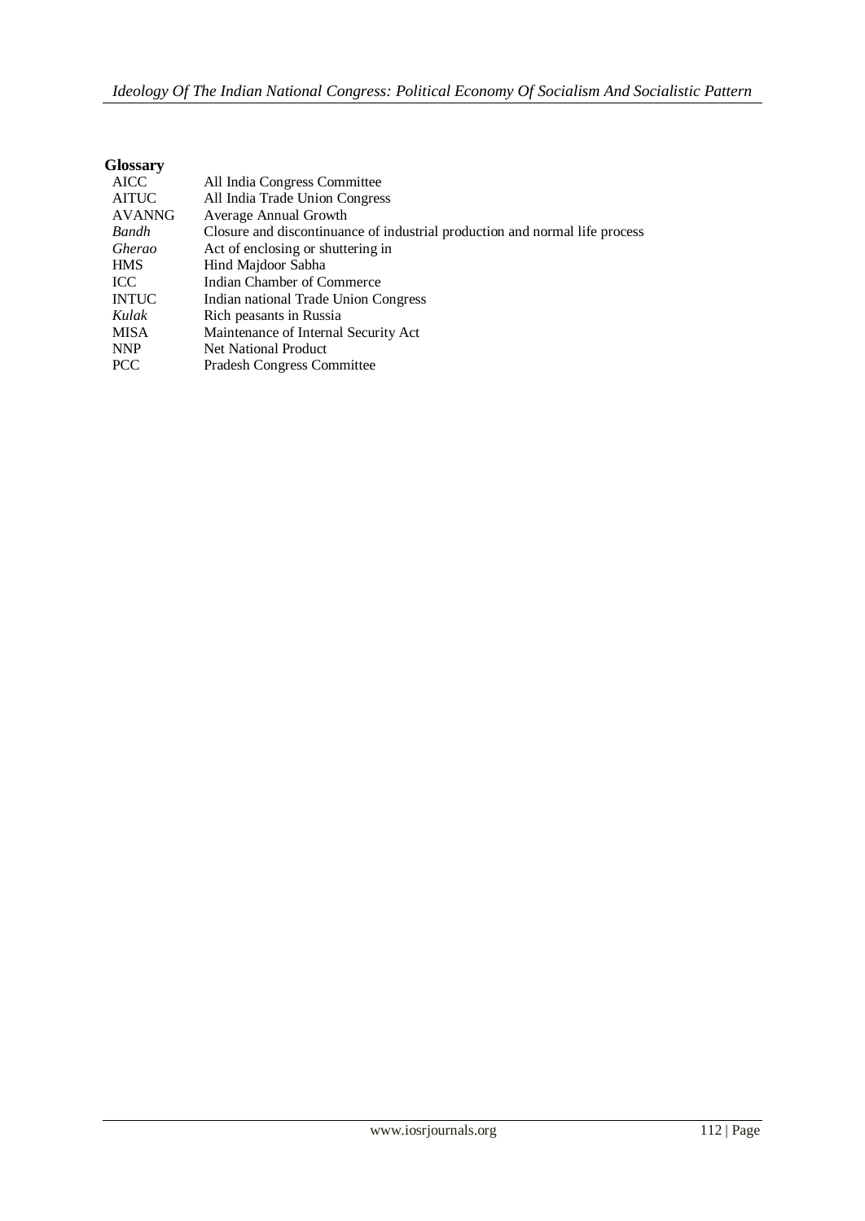## Glossary

| | |
|---|---|
| AICC | All India Congress Committee |
| AITUC | All India Trade Union Congress |
| AVANNG | Average Annual Growth |
| *Bandh* | Closure and discontinuance of industrial production and normal life process |
| *Gherao* | Act of enclosing or shuttering in |
| HMS | Hind Majdoor Sabha |
| ICC | Indian Chamber of Commerce |
| INTUC | Indian national Trade Union Congress |
| *Kulak* | Rich peasants in Russia |
| MISA | Maintenance of Internal Security Act |
| NNP | Net National Product |
| PCC | Pradesh Congress Committee |